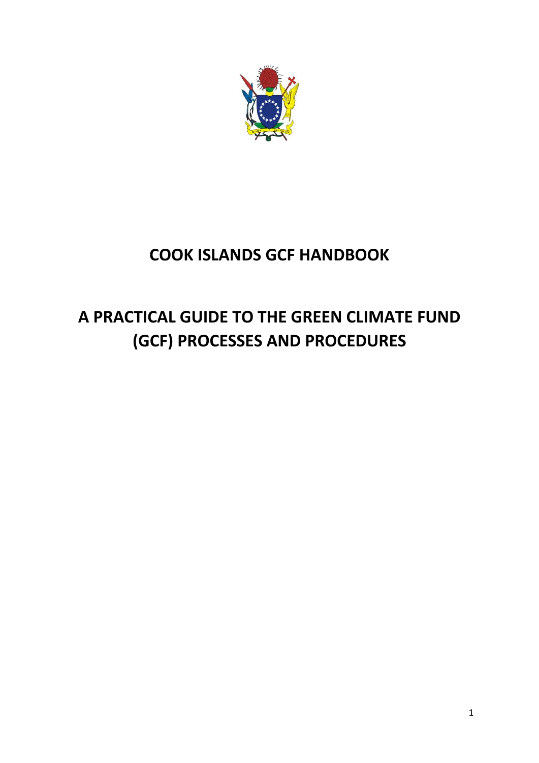# COOK ISLANDS GCF HANDBOOK

# A PRACTICAL GUIDE TO THE GREEN CLIMATE FUND (GCF) PROCESSES AND PROCEDURES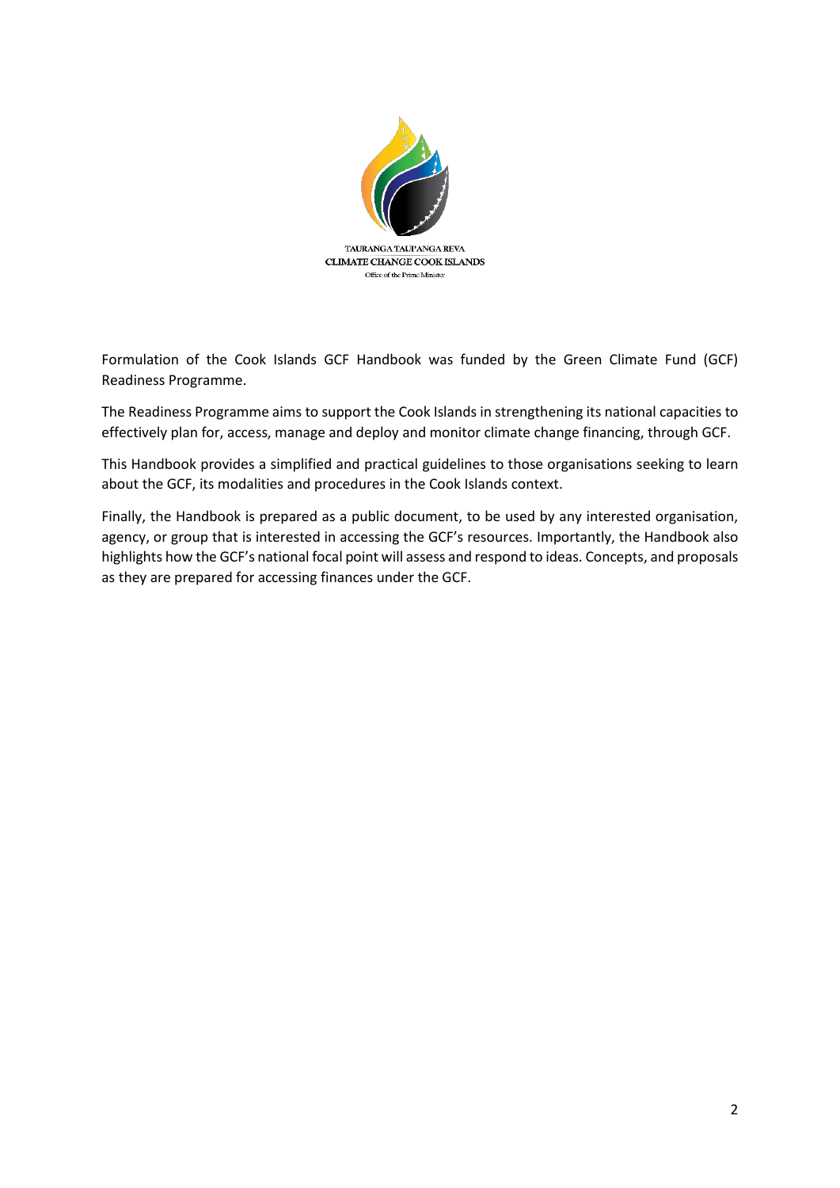TAURANGA TAUI'ANGA REVA
CLIMATE CHANGE COOK ISLANDS
Office of the Prime Minister

Formulation of the Cook Islands GCF Handbook was funded by the Green Climate Fund (GCF) Readiness Programme.

The Readiness Programme aims to support the Cook Islands in strengthening its national capacities to effectively plan for, access, manage and deploy and monitor climate change financing, through GCF.

This Handbook provides a simplified and practical guidelines to those organisations seeking to learn about the GCF, its modalities and procedures in the Cook Islands context.

Finally, the Handbook is prepared as a public document, to be used by any interested organisation, agency, or group that is interested in accessing the GCF's resources. Importantly, the Handbook also highlights how the GCF's national focal point will assess and respond to ideas. Concepts, and proposals as they are prepared for accessing finances under the GCF.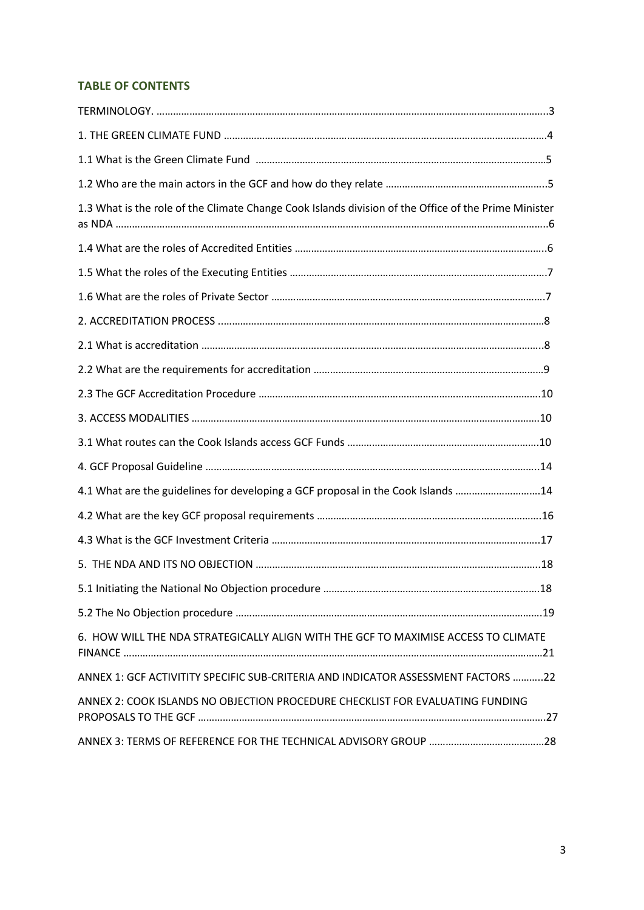## TABLE OF CONTENTS

TERMINOLOGY. .....3

1. THE GREEN CLIMATE FUND .....4

1.1 What is the Green Climate Fund .....5

1.2 Who are the main actors in the GCF and how do they relate .....5

1.3 What is the role of the Climate Change Cook Islands division of the Office of the Prime Minister as NDA .....6

1.4 What are the roles of Accredited Entities .....6

1.5 What the roles of the Executing Entities .....7

1.6 What are the roles of Private Sector .....7

2. ACCREDITATION PROCESS .....8

2.1 What is accreditation .....8

2.2 What are the requirements for accreditation .....9

2.3 The GCF Accreditation Procedure .....10

3. ACCESS MODALITIES .....10

3.1 What routes can the Cook Islands access GCF Funds .....10

4. GCF Proposal Guideline .....14

4.1 What are the guidelines for developing a GCF proposal in the Cook Islands .....14

4.2 What are the key GCF proposal requirements .....16

4.3 What is the GCF Investment Criteria .....17

5. THE NDA AND ITS NO OBJECTION .....18

5.1 Initiating the National No Objection procedure .....18

5.2 The No Objection procedure .....19

6. HOW WILL THE NDA STRATEGICALLY ALIGN WITH THE GCF TO MAXIMISE ACCESS TO CLIMATE FINANCE .....21

ANNEX 1: GCF ACTIVITITY SPECIFIC SUB-CRITERIA AND INDICATOR ASSESSMENT FACTORS .....22

ANNEX 2: COOK ISLANDS NO OBJECTION PROCEDURE CHECKLIST FOR EVALUATING FUNDING PROPOSALS TO THE GCF .....27

ANNEX 3: TERMS OF REFERENCE FOR THE TECHNICAL ADVISORY GROUP .....28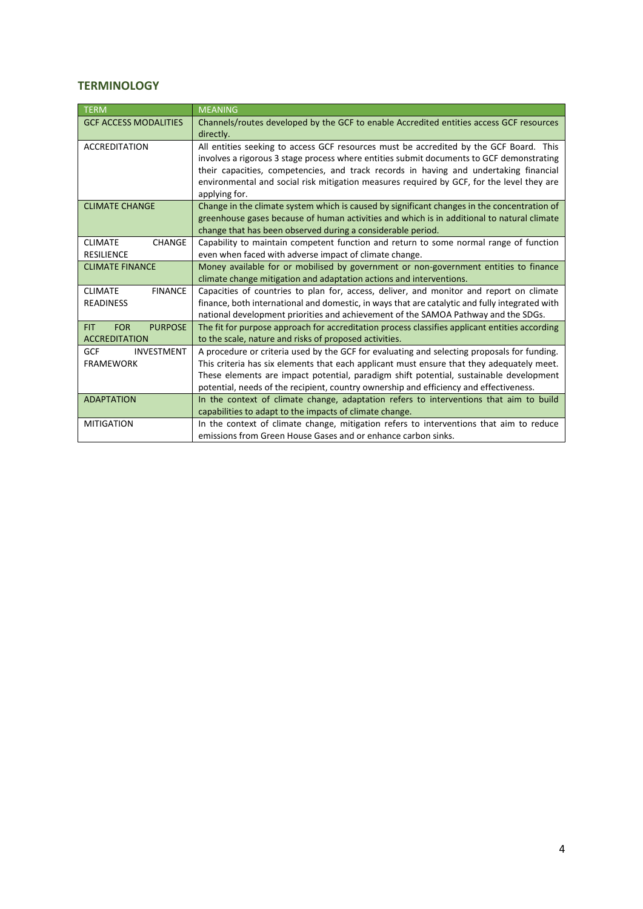## TERMINOLOGY

| TERM | MEANING |
| --- | --- |
| GCF ACCESS MODALITIES | Channels/routes developed by the GCF to enable Accredited entities access GCF resources directly. |
| ACCREDITATION | All entities seeking to access GCF resources must be accredited by the GCF Board. This involves a rigorous 3 stage process where entities submit documents to GCF demonstrating their capacities, competencies, and track records in having and undertaking financial environmental and social risk mitigation measures required by GCF, for the level they are applying for. |
| CLIMATE CHANGE | Change in the climate system which is caused by significant changes in the concentration of greenhouse gases because of human activities and which is in additional to natural climate change that has been observed during a considerable period. |
| CLIMATE CHANGE RESILIENCE | Capability to maintain competent function and return to some normal range of function even when faced with adverse impact of climate change. |
| CLIMATE FINANCE | Money available for or mobilised by government or non-government entities to finance climate change mitigation and adaptation actions and interventions. |
| CLIMATE FINANCE READINESS | Capacities of countries to plan for, access, deliver, and monitor and report on climate finance, both international and domestic, in ways that are catalytic and fully integrated with national development priorities and achievement of the SAMOA Pathway and the SDGs. |
| FIT FOR PURPOSE ACCREDITATION | The fit for purpose approach for accreditation process classifies applicant entities according to the scale, nature and risks of proposed activities. |
| GCF INVESTMENT FRAMEWORK | A procedure or criteria used by the GCF for evaluating and selecting proposals for funding. This criteria has six elements that each applicant must ensure that they adequately meet. These elements are impact potential, paradigm shift potential, sustainable development potential, needs of the recipient, country ownership and efficiency and effectiveness. |
| ADAPTATION | In the context of climate change, adaptation refers to interventions that aim to build capabilities to adapt to the impacts of climate change. |
| MITIGATION | In the context of climate change, mitigation refers to interventions that aim to reduce emissions from Green House Gases and or enhance carbon sinks. |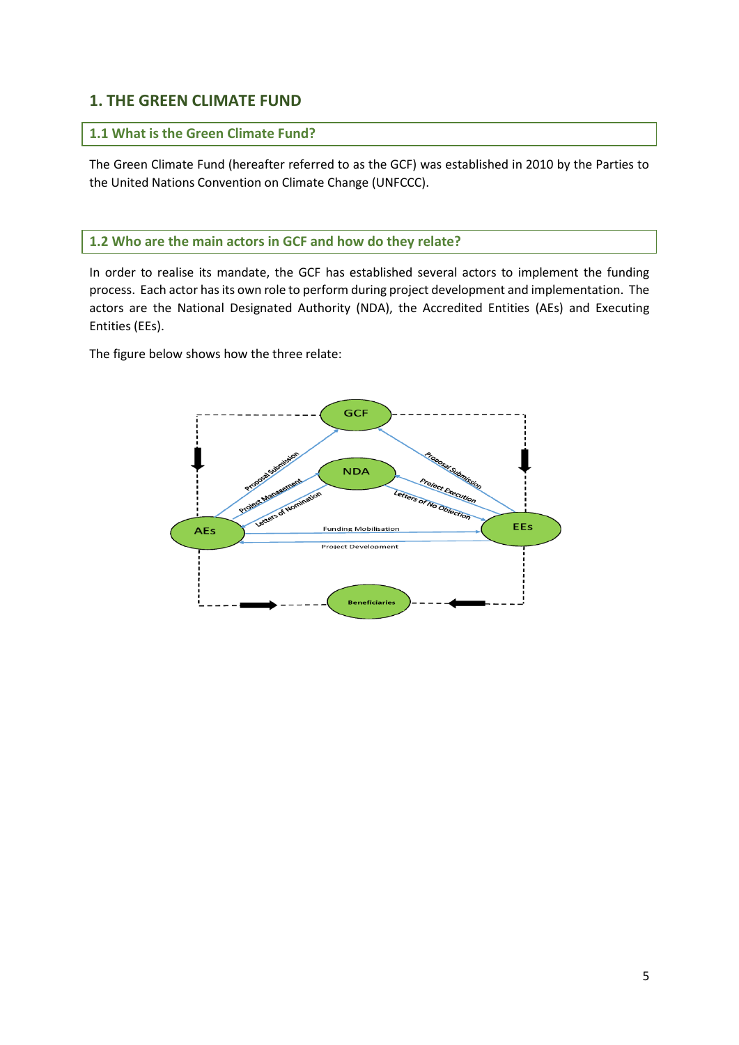# 1. THE GREEN CLIMATE FUND

## 1.1 What is the Green Climate Fund?

The Green Climate Fund (hereafter referred to as the GCF) was established in 2010 by the Parties to the United Nations Convention on Climate Change (UNFCCC).

## 1.2 Who are the main actors in GCF and how do they relate?

In order to realise its mandate, the GCF has established several actors to implement the funding process. Each actor has its own role to perform during project development and implementation. The actors are the National Designated Authority (NDA), the Accredited Entities (AEs) and Executing Entities (EEs).

The figure below shows how the three relate:

GCF

NDA

AEs

EEs

Beneficiaries

Proposal Submission

Project Management

Letters of Nomination

Proposal Submission

Project Execution

Letters of No Objection

Funding Mobilisation

Project Development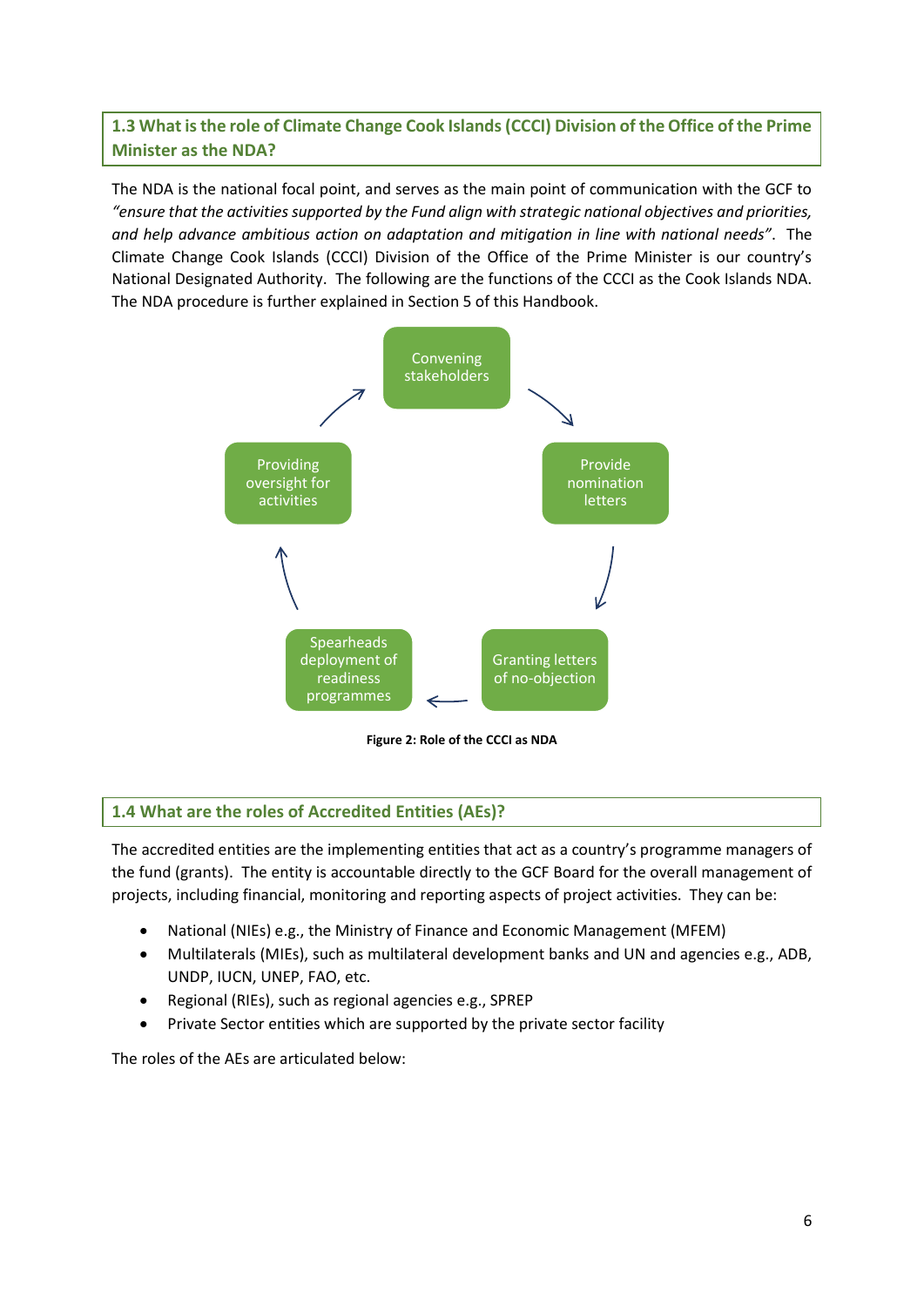## 1.3 What is the role of Climate Change Cook Islands (CCCI) Division of the Office of the Prime Minister as the NDA?

The NDA is the national focal point, and serves as the main point of communication with the GCF to *"ensure that the activities supported by the Fund align with strategic national objectives and priorities, and help advance ambitious action on adaptation and mitigation in line with national needs"*. The Climate Change Cook Islands (CCCI) Division of the Office of the Prime Minister is our country's National Designated Authority. The following are the functions of the CCCI as the Cook Islands NDA. The NDA procedure is further explained in Section 5 of this Handbook.

Convening stakeholders → Provide nomination letters → Granting letters of no-objection → Spearheads deployment of readiness programmes → Providing oversight for activities → Convening stakeholders

**Figure 2: Role of the CCCI as NDA**

## 1.4 What are the roles of Accredited Entities (AEs)?

The accredited entities are the implementing entities that act as a country's programme managers of the fund (grants). The entity is accountable directly to the GCF Board for the overall management of projects, including financial, monitoring and reporting aspects of project activities. They can be:

- National (NIEs) e.g., the Ministry of Finance and Economic Management (MFEM)
- Multilaterals (MIEs), such as multilateral development banks and UN and agencies e.g., ADB, UNDP, IUCN, UNEP, FAO, etc.
- Regional (RIEs), such as regional agencies e.g., SPREP
- Private Sector entities which are supported by the private sector facility

The roles of the AEs are articulated below: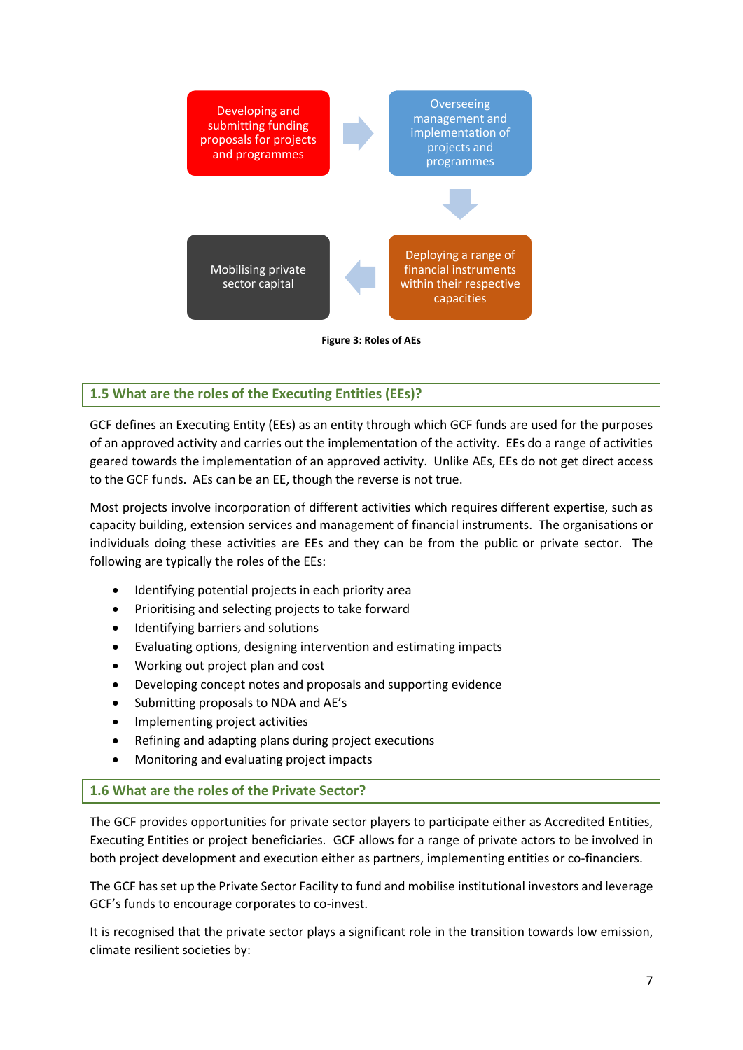Developing and submitting funding proposals for projects and programmes

Overseeing management and implementation of projects and programmes

Deploying a range of financial instruments within their respective capacities

Mobilising private sector capital

**Figure 3: Roles of AEs**

## 1.5 What are the roles of the Executing Entities (EEs)?

GCF defines an Executing Entity (EEs) as an entity through which GCF funds are used for the purposes of an approved activity and carries out the implementation of the activity. EEs do a range of activities geared towards the implementation of an approved activity. Unlike AEs, EEs do not get direct access to the GCF funds. AEs can be an EE, though the reverse is not true.

Most projects involve incorporation of different activities which requires different expertise, such as capacity building, extension services and management of financial instruments. The organisations or individuals doing these activities are EEs and they can be from the public or private sector. The following are typically the roles of the EEs:

- Identifying potential projects in each priority area
- Prioritising and selecting projects to take forward
- Identifying barriers and solutions
- Evaluating options, designing intervention and estimating impacts
- Working out project plan and cost
- Developing concept notes and proposals and supporting evidence
- Submitting proposals to NDA and AE's
- Implementing project activities
- Refining and adapting plans during project executions
- Monitoring and evaluating project impacts

## 1.6 What are the roles of the Private Sector?

The GCF provides opportunities for private sector players to participate either as Accredited Entities, Executing Entities or project beneficiaries. GCF allows for a range of private actors to be involved in both project development and execution either as partners, implementing entities or co-financiers.

The GCF has set up the Private Sector Facility to fund and mobilise institutional investors and leverage GCF's funds to encourage corporates to co-invest.

It is recognised that the private sector plays a significant role in the transition towards low emission, climate resilient societies by: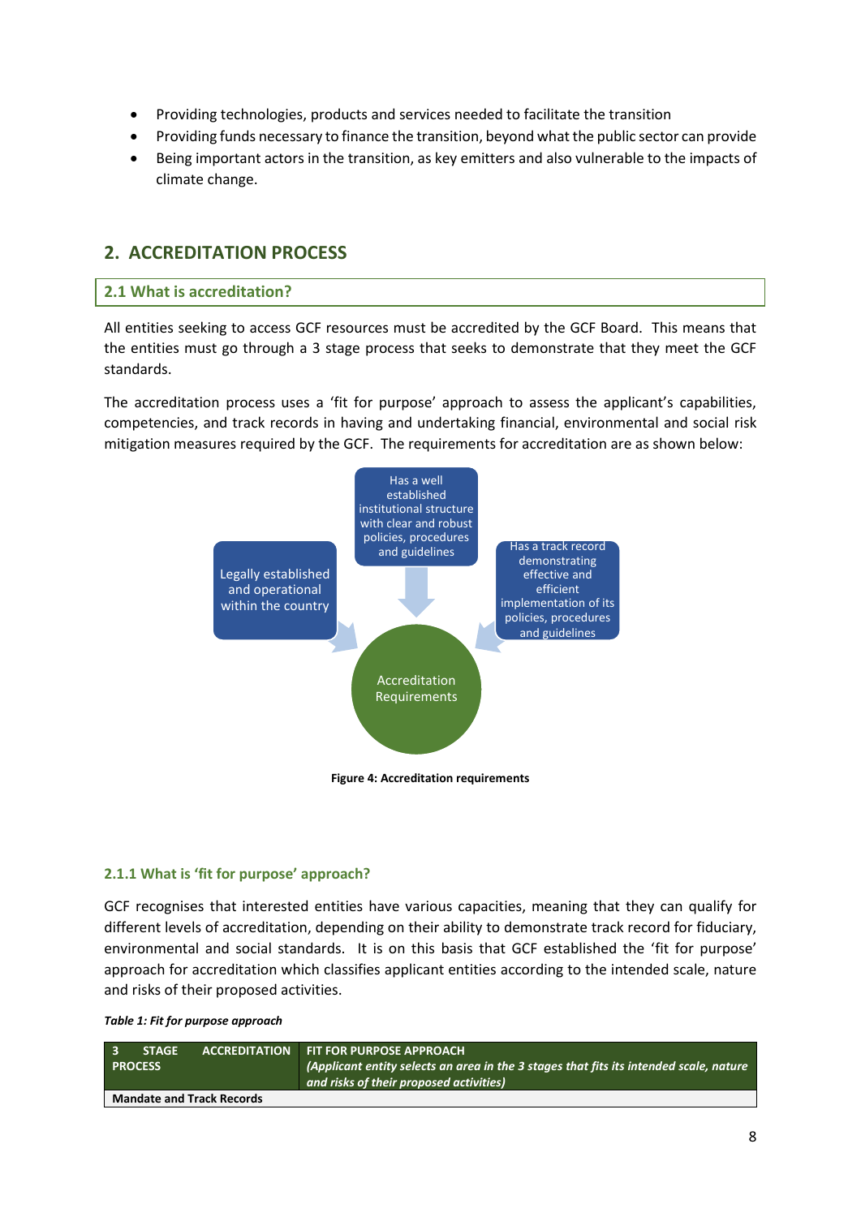- Providing technologies, products and services needed to facilitate the transition
- Providing funds necessary to finance the transition, beyond what the public sector can provide
- Being important actors in the transition, as key emitters and also vulnerable to the impacts of climate change.

## 2. ACCREDITATION PROCESS

### 2.1 What is accreditation?

All entities seeking to access GCF resources must be accredited by the GCF Board. This means that the entities must go through a 3 stage process that seeks to demonstrate that they meet the GCF standards.

The accreditation process uses a 'fit for purpose' approach to assess the applicant's capabilities, competencies, and track records in having and undertaking financial, environmental and social risk mitigation measures required by the GCF. The requirements for accreditation are as shown below:

Legally established and operational within the country

Has a well established institutional structure with clear and robust policies, procedures and guidelines

Has a track record demonstrating effective and efficient implementation of its policies, procedures and guidelines

Accreditation Requirements

**Figure 4: Accreditation requirements**

#### 2.1.1 What is 'fit for purpose' approach?

GCF recognises that interested entities have various capacities, meaning that they can qualify for different levels of accreditation, depending on their ability to demonstrate track record for fiduciary, environmental and social standards. It is on this basis that GCF established the 'fit for purpose' approach for accreditation which classifies applicant entities according to the intended scale, nature and risks of their proposed activities.

***Table 1: Fit for purpose approach***

| 3 STAGE ACCREDITATION PROCESS | FIT FOR PURPOSE APPROACH *(Applicant entity selects an area in the 3 stages that fits its intended scale, nature and risks of their proposed activities)* |
|---|---|
| **Mandate and Track Records** | |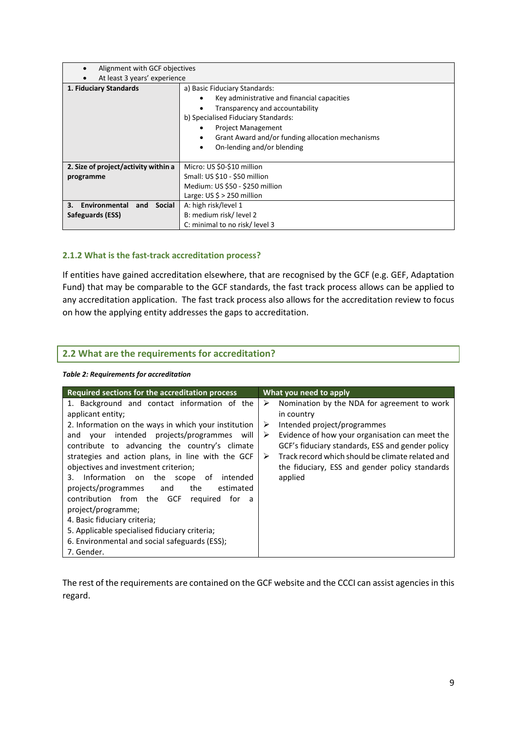| | |
|---|---|
| • Alignment with GCF objectives<br>• At least 3 years' experience | |
| **1. Fiduciary Standards** | a) Basic Fiduciary Standards:<br>• Key administrative and financial capacities<br>• Transparency and accountability<br>b) Specialised Fiduciary Standards:<br>• Project Management<br>• Grant Award and/or funding allocation mechanisms<br>• On-lending and/or blending |
| **2. Size of project/activity within a programme** | Micro: US $0-$10 million<br>Small: US $10 - $50 million<br>Medium: US $50 - $250 million<br>Large: US $ > 250 million |
| **3. Environmental and Social Safeguards (ESS)** | A: high risk/level 1<br>B: medium risk/ level 2<br>C: minimal to no risk/ level 3 |

### 2.1.2 What is the fast-track accreditation process?

If entities have gained accreditation elsewhere, that are recognised by the GCF (e.g. GEF, Adaptation Fund) that may be comparable to the GCF standards, the fast track process allows can be applied to any accreditation application. The fast track process also allows for the accreditation review to focus on how the applying entity addresses the gaps to accreditation.

## 2.2 What are the requirements for accreditation?

***Table 2: Requirements for accreditation***

| Required sections for the accreditation process | What you need to apply |
|---|---|
| 1. Background and contact information of the applicant entity;<br>2. Information on the ways in which your institution and your intended projects/programmes will contribute to advancing the country's climate strategies and action plans, in line with the GCF objectives and investment criterion;<br>3. Information on the scope of intended projects/programmes and the estimated contribution from the GCF required for a project/programme;<br>4. Basic fiduciary criteria;<br>5. Applicable specialised fiduciary criteria;<br>6. Environmental and social safeguards (ESS);<br>7. Gender. | ➢ Nomination by the NDA for agreement to work in country<br>➢ Intended project/programmes<br>➢ Evidence of how your organisation can meet the GCF's fiduciary standards, ESS and gender policy<br>➢ Track record which should be climate related and the fiduciary, ESS and gender policy standards applied |

The rest of the requirements are contained on the GCF website and the CCCI can assist agencies in this regard.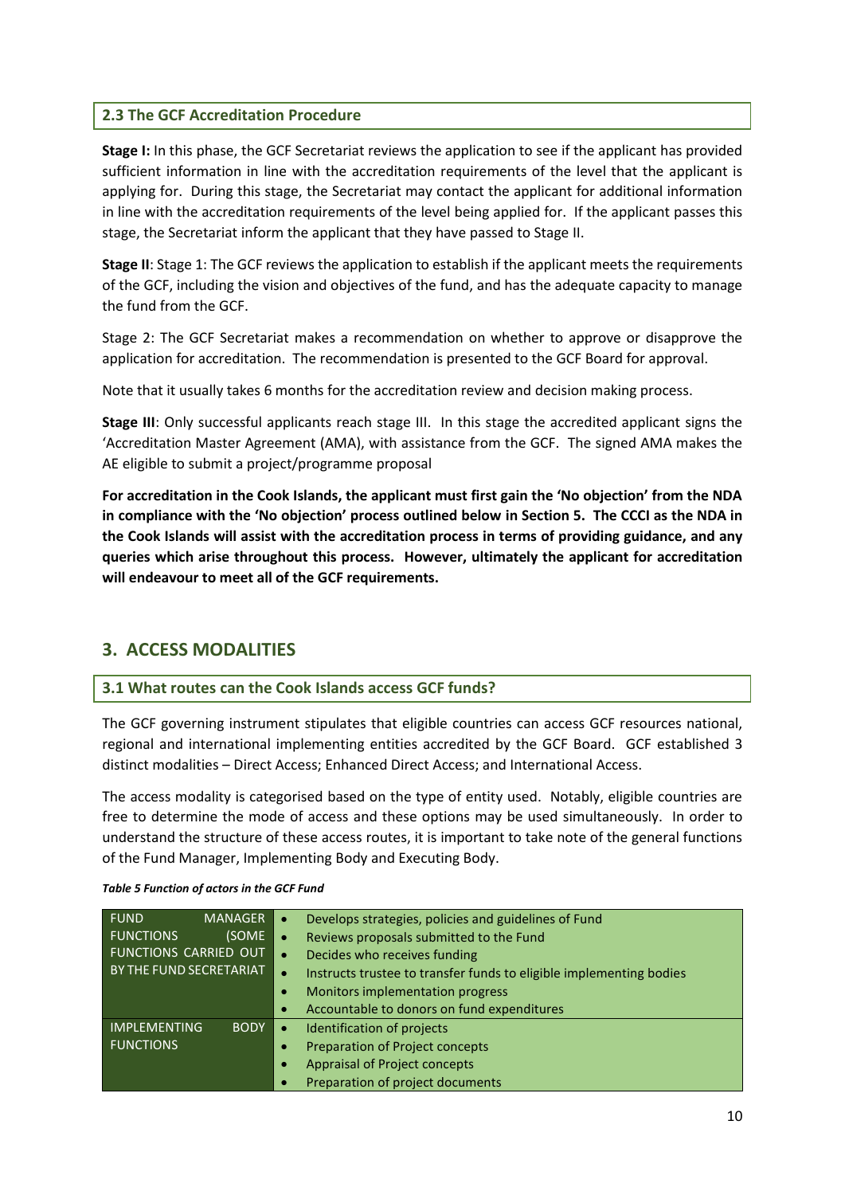### 2.3 The GCF Accreditation Procedure

**Stage I:** In this phase, the GCF Secretariat reviews the application to see if the applicant has provided sufficient information in line with the accreditation requirements of the level that the applicant is applying for. During this stage, the Secretariat may contact the applicant for additional information in line with the accreditation requirements of the level being applied for. If the applicant passes this stage, the Secretariat inform the applicant that they have passed to Stage II.

**Stage II**: Stage 1: The GCF reviews the application to establish if the applicant meets the requirements of the GCF, including the vision and objectives of the fund, and has the adequate capacity to manage the fund from the GCF.

Stage 2: The GCF Secretariat makes a recommendation on whether to approve or disapprove the application for accreditation. The recommendation is presented to the GCF Board for approval.

Note that it usually takes 6 months for the accreditation review and decision making process.

**Stage III**: Only successful applicants reach stage III. In this stage the accredited applicant signs the 'Accreditation Master Agreement (AMA), with assistance from the GCF. The signed AMA makes the AE eligible to submit a project/programme proposal

**For accreditation in the Cook Islands, the applicant must first gain the 'No objection' from the NDA in compliance with the 'No objection' process outlined below in Section 5. The CCCI as the NDA in the Cook Islands will assist with the accreditation process in terms of providing guidance, and any queries which arise throughout this process. However, ultimately the applicant for accreditation will endeavour to meet all of the GCF requirements.**

## 3. ACCESS MODALITIES

### 3.1 What routes can the Cook Islands access GCF funds?

The GCF governing instrument stipulates that eligible countries can access GCF resources national, regional and international implementing entities accredited by the GCF Board. GCF established 3 distinct modalities – Direct Access; Enhanced Direct Access; and International Access.

The access modality is categorised based on the type of entity used. Notably, eligible countries are free to determine the mode of access and these options may be used simultaneously. In order to understand the structure of these access routes, it is important to take note of the general functions of the Fund Manager, Implementing Body and Executing Body.

***Table 5 Function of actors in the GCF Fund***

| | |
|---|---|
| FUND MANAGER FUNCTIONS (SOME FUNCTIONS CARRIED OUT BY THE FUND SECRETARIAT | • Develops strategies, policies and guidelines of Fund<br>• Reviews proposals submitted to the Fund<br>• Decides who receives funding<br>• Instructs trustee to transfer funds to eligible implementing bodies<br>• Monitors implementation progress<br>• Accountable to donors on fund expenditures |
| IMPLEMENTING BODY FUNCTIONS | • Identification of projects<br>• Preparation of Project concepts<br>• Appraisal of Project concepts<br>• Preparation of project documents |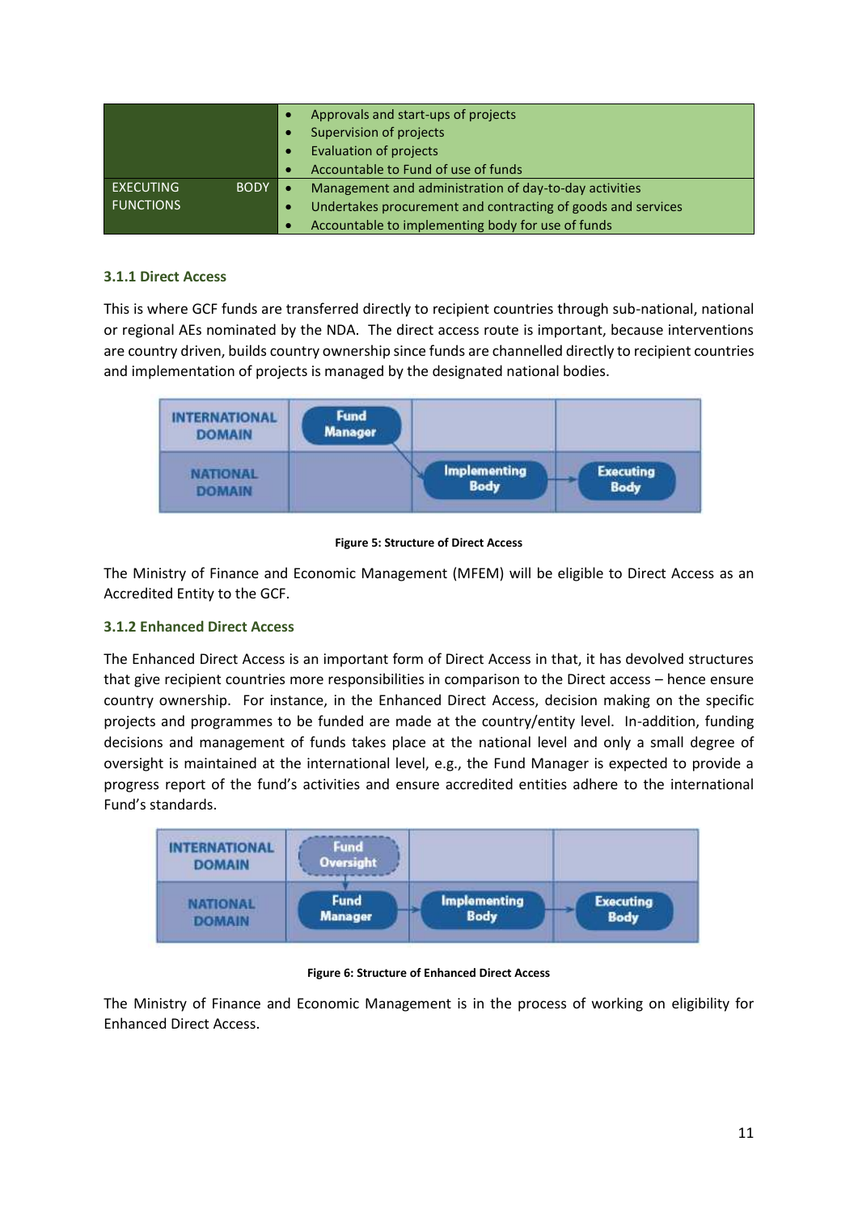| | |
|---|---|
| | • Approvals and start-ups of projects<br>• Supervision of projects<br>• Evaluation of projects<br>• Accountable to Fund of use of funds |
| EXECUTING BODY FUNCTIONS | • Management and administration of day-to-day activities<br>• Undertakes procurement and contracting of goods and services<br>• Accountable to implementing body for use of funds |

### 3.1.1 Direct Access

This is where GCF funds are transferred directly to recipient countries through sub-national, national or regional AEs nominated by the NDA. The direct access route is important, because interventions are country driven, builds country ownership since funds are channelled directly to recipient countries and implementation of projects is managed by the designated national bodies.

| | | | |
|---|---|---|---|
| INTERNATIONAL DOMAIN | Fund Manager | | |
| NATIONAL DOMAIN | | Implementing Body | Executing Body |

**Figure 5: Structure of Direct Access**

The Ministry of Finance and Economic Management (MFEM) will be eligible to Direct Access as an Accredited Entity to the GCF.

### 3.1.2 Enhanced Direct Access

The Enhanced Direct Access is an important form of Direct Access in that, it has devolved structures that give recipient countries more responsibilities in comparison to the Direct access – hence ensure country ownership. For instance, in the Enhanced Direct Access, decision making on the specific projects and programmes to be funded are made at the country/entity level. In-addition, funding decisions and management of funds takes place at the national level and only a small degree of oversight is maintained at the international level, e.g., the Fund Manager is expected to provide a progress report of the fund's activities and ensure accredited entities adhere to the international Fund's standards.

| | | | |
|---|---|---|---|
| INTERNATIONAL DOMAIN | Fund Oversight | | |
| NATIONAL DOMAIN | Fund Manager | Implementing Body | Executing Body |

**Figure 6: Structure of Enhanced Direct Access**

The Ministry of Finance and Economic Management is in the process of working on eligibility for Enhanced Direct Access.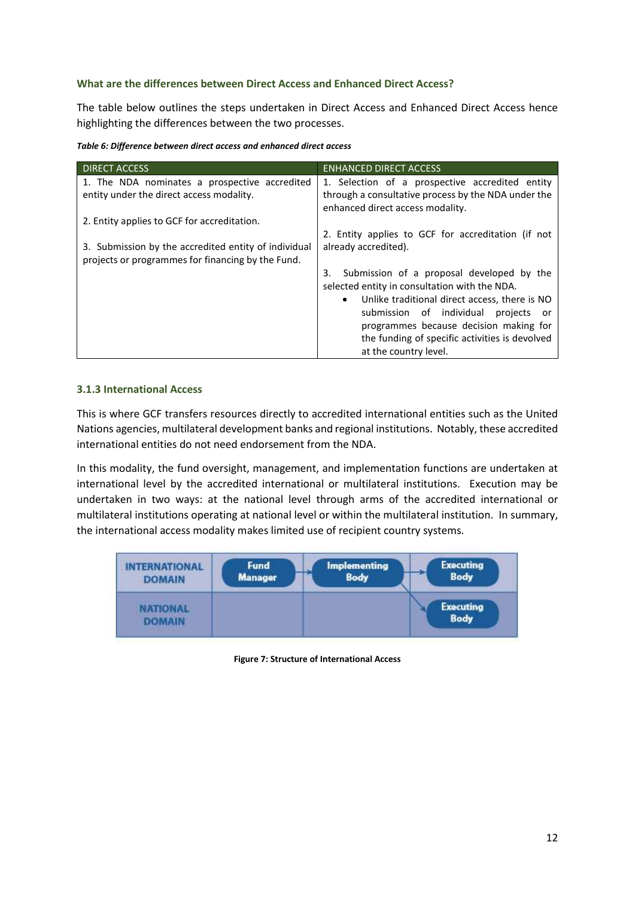#### What are the differences between Direct Access and Enhanced Direct Access?

The table below outlines the steps undertaken in Direct Access and Enhanced Direct Access hence highlighting the differences between the two processes.

***Table 6: Difference between direct access and enhanced direct access***

| DIRECT ACCESS | ENHANCED DIRECT ACCESS |
|---|---|
| 1. The NDA nominates a prospective accredited entity under the direct access modality.<br><br>2. Entity applies to GCF for accreditation.<br><br>3. Submission by the accredited entity of individual projects or programmes for financing by the Fund. | 1. Selection of a prospective accredited entity through a consultative process by the NDA under the enhanced direct access modality.<br><br>2. Entity applies to GCF for accreditation (if not already accredited).<br><br>3. Submission of a proposal developed by the selected entity in consultation with the NDA.<br>• Unlike traditional direct access, there is NO submission of individual projects or programmes because decision making for the funding of specific activities is devolved at the country level. |

### 3.1.3 International Access

This is where GCF transfers resources directly to accredited international entities such as the United Nations agencies, multilateral development banks and regional institutions. Notably, these accredited international entities do not need endorsement from the NDA.

In this modality, the fund oversight, management, and implementation functions are undertaken at international level by the accredited international or multilateral institutions. Execution may be undertaken in two ways: at the national level through arms of the accredited international or multilateral institutions operating at national level or within the multilateral institution. In summary, the international access modality makes limited use of recipient country systems.

| | | | |
|---|---|---|---|
| INTERNATIONAL DOMAIN | Fund Manager | Implementing Body | Executing Body |
| NATIONAL DOMAIN | | | Executing Body |

**Figure 7: Structure of International Access**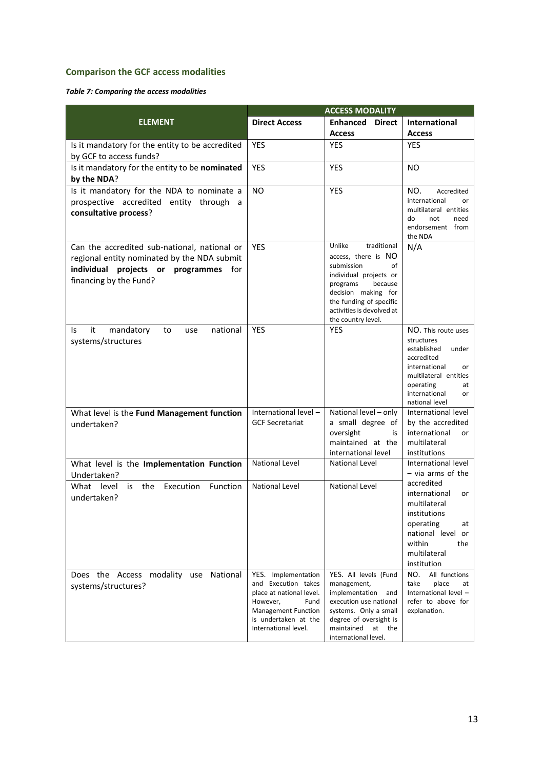### Comparison the GCF access modalities

***Table 7: Comparing the access modalities***

| ELEMENT | ACCESS MODALITY | | |
|---|---|---|---|
| | **Direct Access** | **Enhanced Direct Access** | **International Access** |
| Is it mandatory for the entity to be accredited by GCF to access funds? | YES | YES | YES |
| Is it mandatory for the entity to be **nominated by the NDA**? | YES | YES | NO |
| Is it mandatory for the NDA to nominate a prospective accredited entity through a **consultative process**? | NO | YES | NO. Accredited international or multilateral entities do not need endorsement from the NDA |
| Can the accredited sub-national, national or regional entity nominated by the NDA submit **individual projects or programmes** for financing by the Fund? | YES | Unlike traditional access, there is NO submission of individual projects or programs because decision making for the funding of specific activities is devolved at the country level. | N/A |
| Is it mandatory to use national systems/structures | YES | YES | NO. This route uses structures established under accredited international or multilateral entities operating at international or national level |
| What level is the **Fund Management function** undertaken? | International level – GCF Secretariat | National level – only a small degree of oversight is maintained at the international level | International level by the accredited international or multilateral institutions |
| What level is the **Implementation Function** Undertaken? | National Level | National Level | International level – via arms of the accredited international or multilateral institutions operating at national level or within the multilateral institution |
| What level is the Execution Function undertaken? | National Level | National Level | |
| Does the Access modality use National systems/structures? | YES. Implementation and Execution takes place at national level. However, Fund Management Function is undertaken at the International level. | YES. All levels (Fund management, implementation and execution use national systems. Only a small degree of oversight is maintained at the international level. | NO. All functions take place at International level – refer to above for explanation. |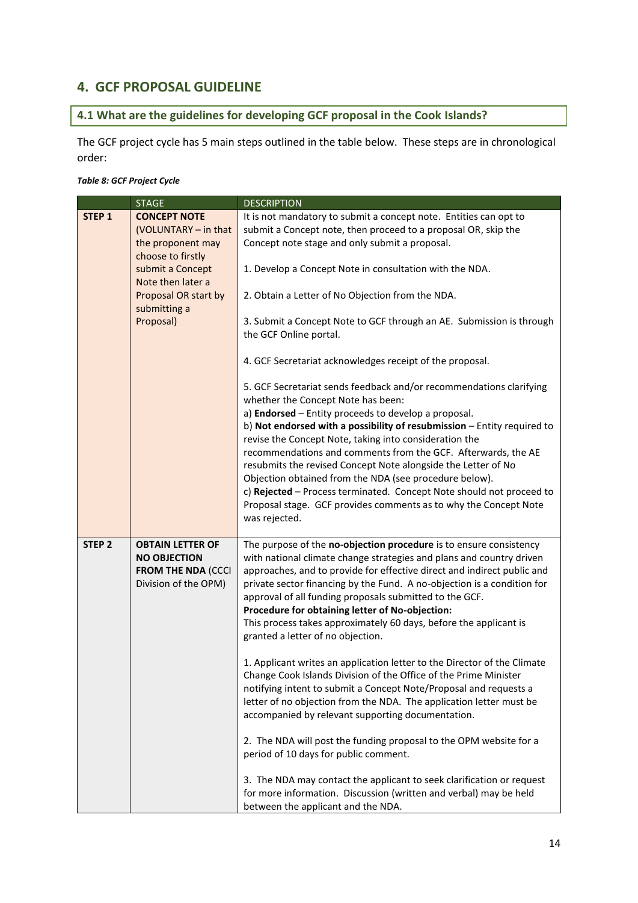## 4. GCF PROPOSAL GUIDELINE

### 4.1 What are the guidelines for developing GCF proposal in the Cook Islands?

The GCF project cycle has 5 main steps outlined in the table below. These steps are in chronological order:

*Table 8: GCF Project Cycle*

| | STAGE | DESCRIPTION |
|---|---|---|
| **STEP 1** | **CONCEPT NOTE** (VOLUNTARY – in that the proponent may choose to firstly submit a Concept Note then later a Proposal OR start by submitting a Proposal) | It is not mandatory to submit a concept note. Entities can opt to submit a Concept note, then proceed to a proposal OR, skip the Concept note stage and only submit a proposal.<br><br>1. Develop a Concept Note in consultation with the NDA.<br><br>2. Obtain a Letter of No Objection from the NDA.<br><br>3. Submit a Concept Note to GCF through an AE. Submission is through the GCF Online portal.<br><br>4. GCF Secretariat acknowledges receipt of the proposal.<br><br>5. GCF Secretariat sends feedback and/or recommendations clarifying whether the Concept Note has been:<br>a) **Endorsed** – Entity proceeds to develop a proposal.<br>b) **Not endorsed with a possibility of resubmission** – Entity required to revise the Concept Note, taking into consideration the recommendations and comments from the GCF. Afterwards, the AE resubmits the revised Concept Note alongside the Letter of No Objection obtained from the NDA (see procedure below).<br>c) **Rejected** – Process terminated. Concept Note should not proceed to Proposal stage. GCF provides comments as to why the Concept Note was rejected. |
| **STEP 2** | **OBTAIN LETTER OF NO OBJECTION FROM THE NDA** (CCCI Division of the OPM) | The purpose of the **no-objection procedure** is to ensure consistency with national climate change strategies and plans and country driven approaches, and to provide for effective direct and indirect public and private sector financing by the Fund. A no-objection is a condition for approval of all funding proposals submitted to the GCF.<br>**Procedure for obtaining letter of No-objection:**<br>This process takes approximately 60 days, before the applicant is granted a letter of no objection.<br><br>1. Applicant writes an application letter to the Director of the Climate Change Cook Islands Division of the Office of the Prime Minister notifying intent to submit a Concept Note/Proposal and requests a letter of no objection from the NDA. The application letter must be accompanied by relevant supporting documentation.<br><br>2. The NDA will post the funding proposal to the OPM website for a period of 10 days for public comment.<br><br>3. The NDA may contact the applicant to seek clarification or request for more information. Discussion (written and verbal) may be held between the applicant and the NDA. |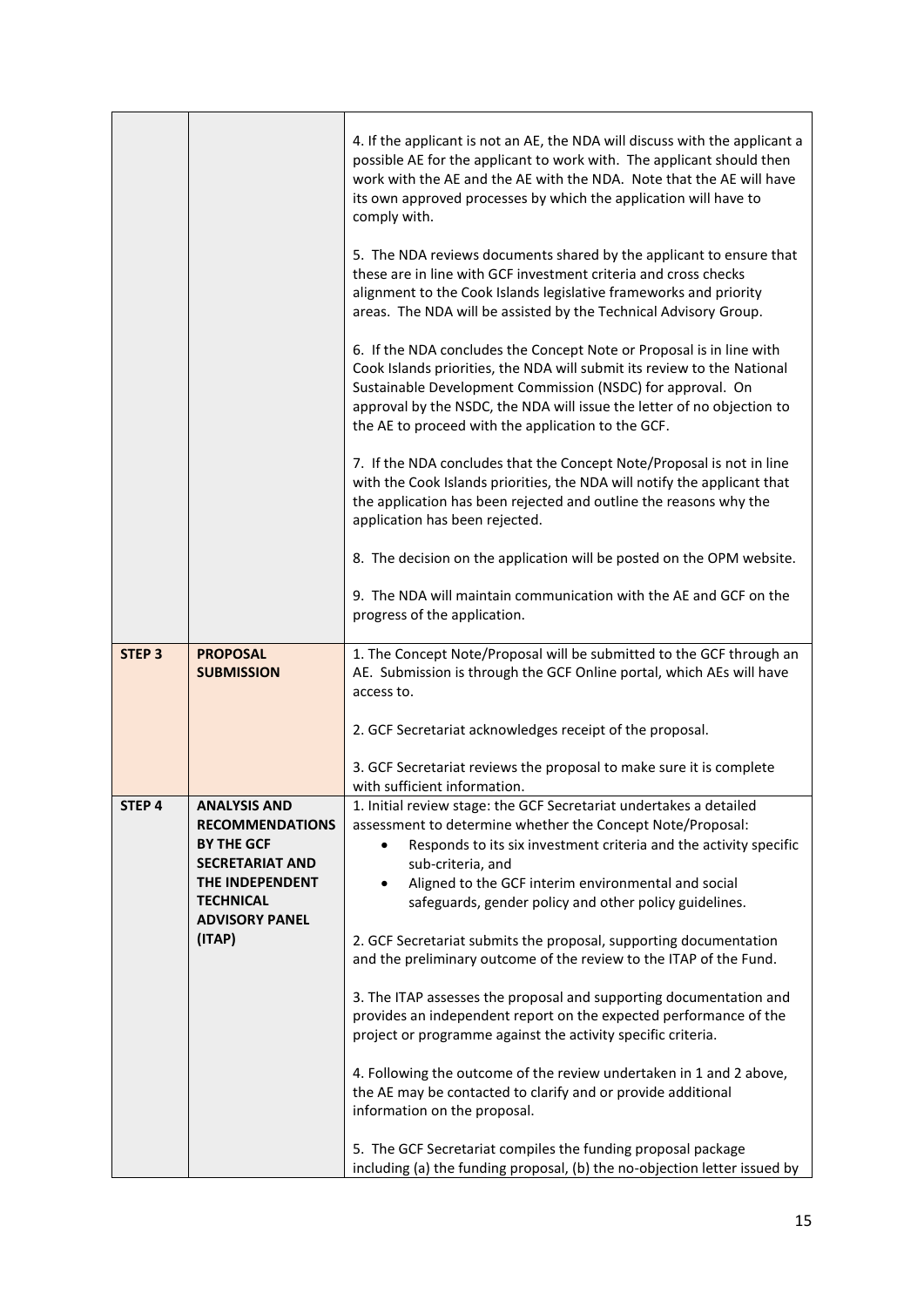| | | |
|---|---|---|
| | | 4. If the applicant is not an AE, the NDA will discuss with the applicant a possible AE for the applicant to work with. The applicant should then work with the AE and the AE with the NDA. Note that the AE will have its own approved processes by which the application will have to comply with.<br><br>5. The NDA reviews documents shared by the applicant to ensure that these are in line with GCF investment criteria and cross checks alignment to the Cook Islands legislative frameworks and priority areas. The NDA will be assisted by the Technical Advisory Group.<br><br>6. If the NDA concludes the Concept Note or Proposal is in line with Cook Islands priorities, the NDA will submit its review to the National Sustainable Development Commission (NSDC) for approval. On approval by the NSDC, the NDA will issue the letter of no objection to the AE to proceed with the application to the GCF.<br><br>7. If the NDA concludes that the Concept Note/Proposal is not in line with the Cook Islands priorities, the NDA will notify the applicant that the application has been rejected and outline the reasons why the application has been rejected.<br><br>8. The decision on the application will be posted on the OPM website.<br><br>9. The NDA will maintain communication with the AE and GCF on the progress of the application. |
| **STEP 3** | **PROPOSAL SUBMISSION** | 1. The Concept Note/Proposal will be submitted to the GCF through an AE. Submission is through the GCF Online portal, which AEs will have access to.<br><br>2. GCF Secretariat acknowledges receipt of the proposal.<br><br>3. GCF Secretariat reviews the proposal to make sure it is complete with sufficient information. |
| **STEP 4** | **ANALYSIS AND RECOMMENDATIONS BY THE GCF SECRETARIAT AND THE INDEPENDENT TECHNICAL ADVISORY PANEL (ITAP)** | 1. Initial review stage: the GCF Secretariat undertakes a detailed assessment to determine whether the Concept Note/Proposal:<br>• Responds to its six investment criteria and the activity specific sub-criteria, and<br>• Aligned to the GCF interim environmental and social safeguards, gender policy and other policy guidelines.<br><br>2. GCF Secretariat submits the proposal, supporting documentation and the preliminary outcome of the review to the ITAP of the Fund.<br><br>3. The ITAP assesses the proposal and supporting documentation and provides an independent report on the expected performance of the project or programme against the activity specific criteria.<br><br>4. Following the outcome of the review undertaken in 1 and 2 above, the AE may be contacted to clarify and or provide additional information on the proposal.<br><br>5. The GCF Secretariat compiles the funding proposal package including (a) the funding proposal, (b) the no-objection letter issued by |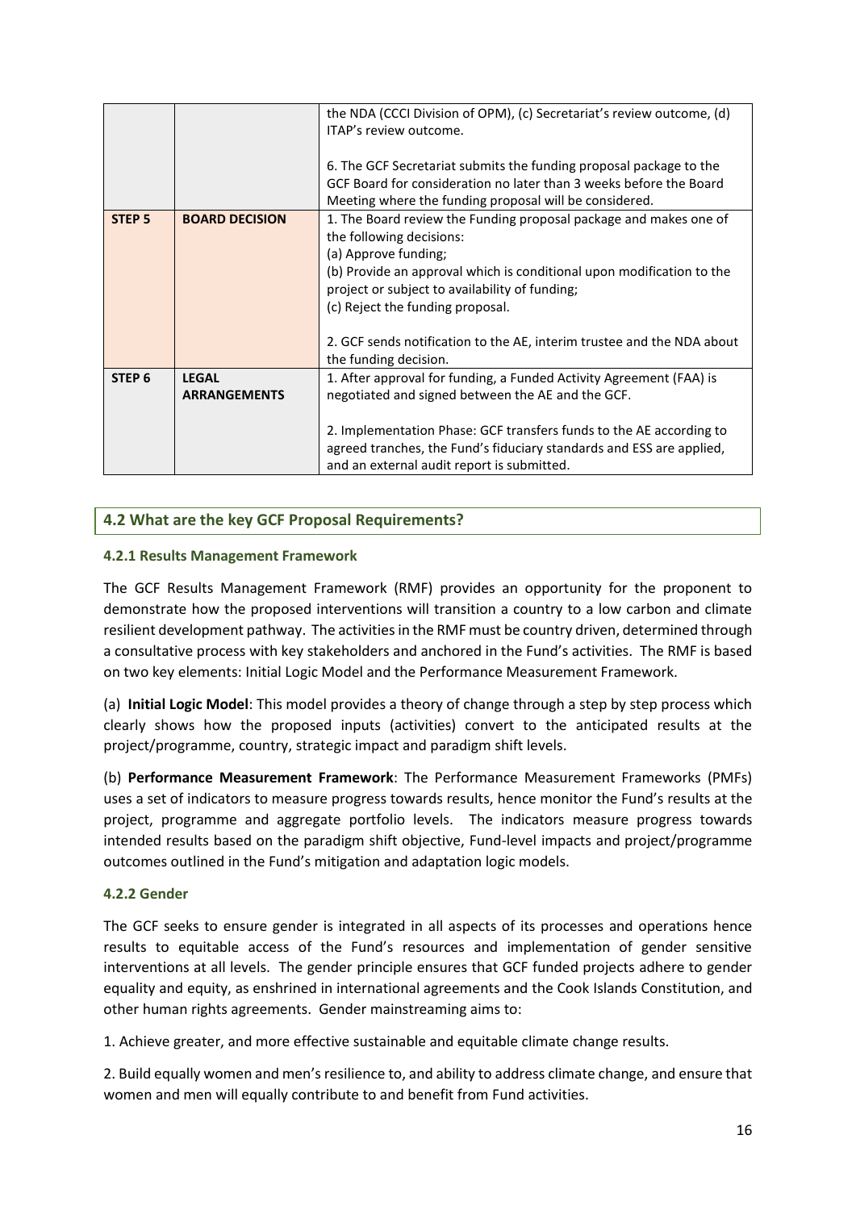|  |  | the NDA (CCCI Division of OPM), (c) Secretariat's review outcome, (d) ITAP's review outcome.<br><br>6. The GCF Secretariat submits the funding proposal package to the GCF Board for consideration no later than 3 weeks before the Board Meeting where the funding proposal will be considered. |
|---|---|---|
| **STEP 5** | **BOARD DECISION** | 1. The Board review the Funding proposal package and makes one of the following decisions:<br>(a) Approve funding;<br>(b) Provide an approval which is conditional upon modification to the project or subject to availability of funding;<br>(c) Reject the funding proposal.<br><br>2. GCF sends notification to the AE, interim trustee and the NDA about the funding decision. |
| **STEP 6** | **LEGAL ARRANGEMENTS** | 1. After approval for funding, a Funded Activity Agreement (FAA) is negotiated and signed between the AE and the GCF.<br><br>2. Implementation Phase: GCF transfers funds to the AE according to agreed tranches, the Fund's fiduciary standards and ESS are applied, and an external audit report is submitted. |

## 4.2 What are the key GCF Proposal Requirements?

### 4.2.1 Results Management Framework

The GCF Results Management Framework (RMF) provides an opportunity for the proponent to demonstrate how the proposed interventions will transition a country to a low carbon and climate resilient development pathway. The activities in the RMF must be country driven, determined through a consultative process with key stakeholders and anchored in the Fund's activities. The RMF is based on two key elements: Initial Logic Model and the Performance Measurement Framework.

(a) **Initial Logic Model**: This model provides a theory of change through a step by step process which clearly shows how the proposed inputs (activities) convert to the anticipated results at the project/programme, country, strategic impact and paradigm shift levels.

(b) **Performance Measurement Framework**: The Performance Measurement Frameworks (PMFs) uses a set of indicators to measure progress towards results, hence monitor the Fund's results at the project, programme and aggregate portfolio levels. The indicators measure progress towards intended results based on the paradigm shift objective, Fund-level impacts and project/programme outcomes outlined in the Fund's mitigation and adaptation logic models.

### 4.2.2 Gender

The GCF seeks to ensure gender is integrated in all aspects of its processes and operations hence results to equitable access of the Fund's resources and implementation of gender sensitive interventions at all levels. The gender principle ensures that GCF funded projects adhere to gender equality and equity, as enshrined in international agreements and the Cook Islands Constitution, and other human rights agreements. Gender mainstreaming aims to:

1. Achieve greater, and more effective sustainable and equitable climate change results.

2. Build equally women and men's resilience to, and ability to address climate change, and ensure that women and men will equally contribute to and benefit from Fund activities.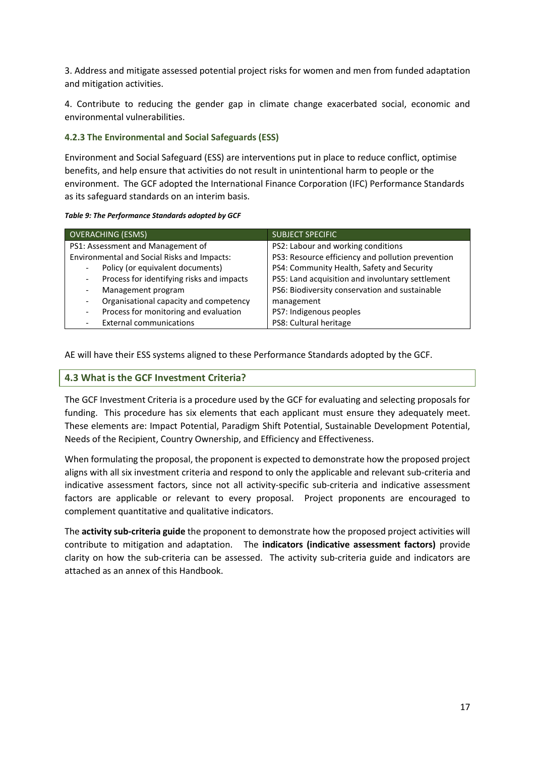3. Address and mitigate assessed potential project risks for women and men from funded adaptation and mitigation activities.

4. Contribute to reducing the gender gap in climate change exacerbated social, economic and environmental vulnerabilities.

### 4.2.3 The Environmental and Social Safeguards (ESS)

Environment and Social Safeguard (ESS) are interventions put in place to reduce conflict, optimise benefits, and help ensure that activities do not result in unintentional harm to people or the environment. The GCF adopted the International Finance Corporation (IFC) Performance Standards as its safeguard standards on an interim basis.

***Table 9: The Performance Standards adopted by GCF***

| OVERACHING (ESMS) | SUBJECT SPECIFIC |
|---|---|
| PS1: Assessment and Management of Environmental and Social Risks and Impacts:<br>- Policy (or equivalent documents)<br>- Process for identifying risks and impacts<br>- Management program<br>- Organisational capacity and competency<br>- Process for monitoring and evaluation<br>- External communications | PS2: Labour and working conditions<br>PS3: Resource efficiency and pollution prevention<br>PS4: Community Health, Safety and Security<br>PS5: Land acquisition and involuntary settlement<br>PS6: Biodiversity conservation and sustainable management<br>PS7: Indigenous peoples<br>PS8: Cultural heritage |

AE will have their ESS systems aligned to these Performance Standards adopted by the GCF.

## 4.3 What is the GCF Investment Criteria?

The GCF Investment Criteria is a procedure used by the GCF for evaluating and selecting proposals for funding. This procedure has six elements that each applicant must ensure they adequately meet. These elements are: Impact Potential, Paradigm Shift Potential, Sustainable Development Potential, Needs of the Recipient, Country Ownership, and Efficiency and Effectiveness.

When formulating the proposal, the proponent is expected to demonstrate how the proposed project aligns with all six investment criteria and respond to only the applicable and relevant sub-criteria and indicative assessment factors, since not all activity-specific sub-criteria and indicative assessment factors are applicable or relevant to every proposal. Project proponents are encouraged to complement quantitative and qualitative indicators.

The **activity sub-criteria guide** the proponent to demonstrate how the proposed project activities will contribute to mitigation and adaptation. The **indicators (indicative assessment factors)** provide clarity on how the sub-criteria can be assessed. The activity sub-criteria guide and indicators are attached as an annex of this Handbook.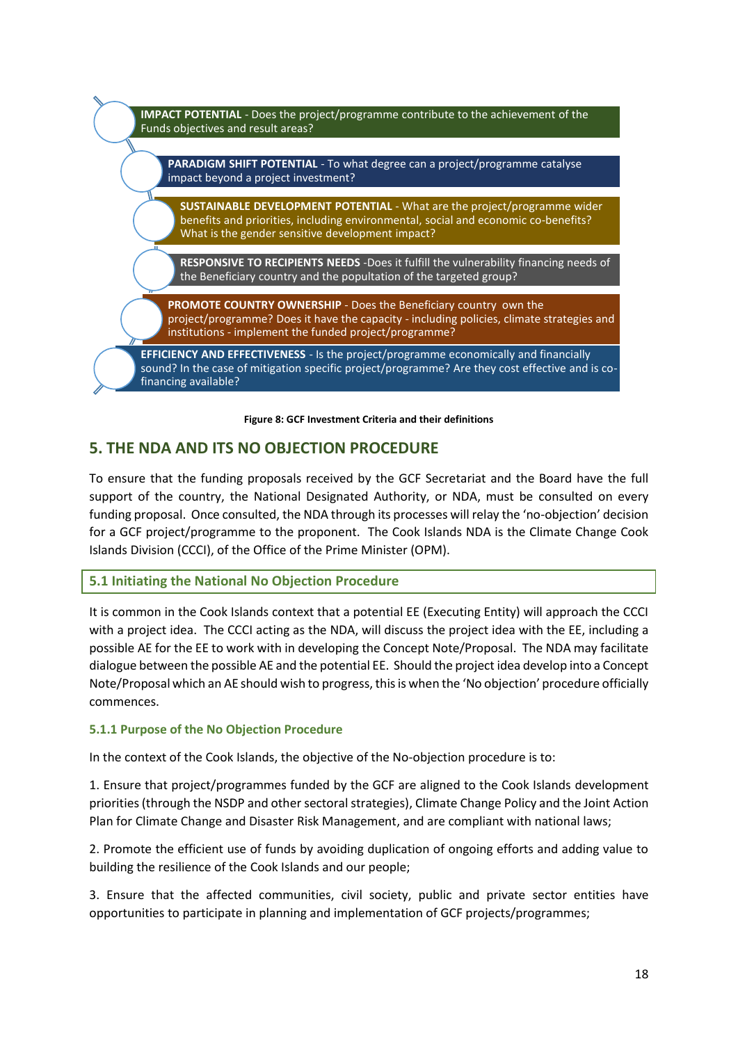**IMPACT POTENTIAL** - Does the project/programme contribute to the achievement of the Funds objectives and result areas?

**PARADIGM SHIFT POTENTIAL** - To what degree can a project/programme catalyse impact beyond a project investment?

**SUSTAINABLE DEVELOPMENT POTENTIAL** - What are the project/programme wider benefits and priorities, including environmental, social and economic co-benefits? What is the gender sensitive development impact?

**RESPONSIVE TO RECIPIENTS NEEDS** -Does it fulfill the vulnerability financing needs of the Beneficiary country and the popultation of the targeted group?

**PROMOTE COUNTRY OWNERSHIP** - Does the Beneficiary country own the project/programme? Does it have the capacity - including policies, climate strategies and institutions - implement the funded project/programme?

**EFFICIENCY AND EFFECTIVENESS** - Is the project/programme economically and financially sound? In the case of mitigation specific project/programme? Are they cost effective and is co-financing available?

**Figure 8: GCF Investment Criteria and their definitions**

## 5. THE NDA AND ITS NO OBJECTION PROCEDURE

To ensure that the funding proposals received by the GCF Secretariat and the Board have the full support of the country, the National Designated Authority, or NDA, must be consulted on every funding proposal. Once consulted, the NDA through its processes will relay the 'no-objection' decision for a GCF project/programme to the proponent. The Cook Islands NDA is the Climate Change Cook Islands Division (CCCI), of the Office of the Prime Minister (OPM).

### 5.1 Initiating the National No Objection Procedure

It is common in the Cook Islands context that a potential EE (Executing Entity) will approach the CCCI with a project idea. The CCCI acting as the NDA, will discuss the project idea with the EE, including a possible AE for the EE to work with in developing the Concept Note/Proposal. The NDA may facilitate dialogue between the possible AE and the potential EE. Should the project idea develop into a Concept Note/Proposal which an AE should wish to progress, this is when the 'No objection' procedure officially commences.

#### 5.1.1 Purpose of the No Objection Procedure

In the context of the Cook Islands, the objective of the No-objection procedure is to:

1. Ensure that project/programmes funded by the GCF are aligned to the Cook Islands development priorities (through the NSDP and other sectoral strategies), Climate Change Policy and the Joint Action Plan for Climate Change and Disaster Risk Management, and are compliant with national laws;

2. Promote the efficient use of funds by avoiding duplication of ongoing efforts and adding value to building the resilience of the Cook Islands and our people;

3. Ensure that the affected communities, civil society, public and private sector entities have opportunities to participate in planning and implementation of GCF projects/programmes;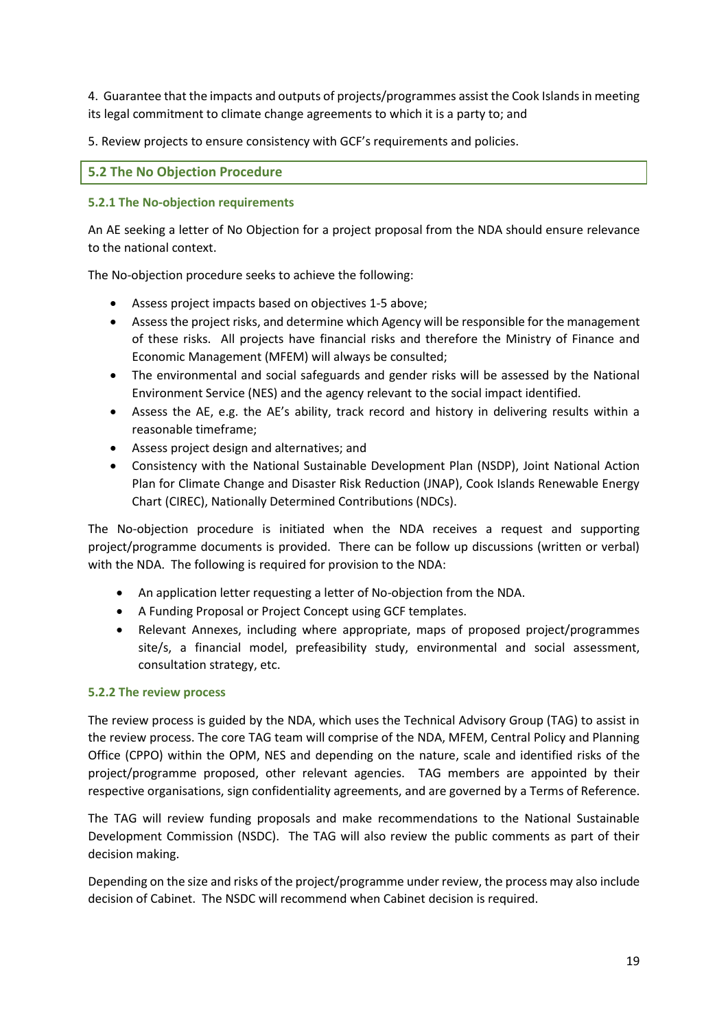4. Guarantee that the impacts and outputs of projects/programmes assist the Cook Islands in meeting its legal commitment to climate change agreements to which it is a party to; and

5. Review projects to ensure consistency with GCF's requirements and policies.

## 5.2 The No Objection Procedure

### 5.2.1 The No-objection requirements

An AE seeking a letter of No Objection for a project proposal from the NDA should ensure relevance to the national context.

The No-objection procedure seeks to achieve the following:

- Assess project impacts based on objectives 1-5 above;
- Assess the project risks, and determine which Agency will be responsible for the management of these risks. All projects have financial risks and therefore the Ministry of Finance and Economic Management (MFEM) will always be consulted;
- The environmental and social safeguards and gender risks will be assessed by the National Environment Service (NES) and the agency relevant to the social impact identified.
- Assess the AE, e.g. the AE's ability, track record and history in delivering results within a reasonable timeframe;
- Assess project design and alternatives; and
- Consistency with the National Sustainable Development Plan (NSDP), Joint National Action Plan for Climate Change and Disaster Risk Reduction (JNAP), Cook Islands Renewable Energy Chart (CIREC), Nationally Determined Contributions (NDCs).

The No-objection procedure is initiated when the NDA receives a request and supporting project/programme documents is provided. There can be follow up discussions (written or verbal) with the NDA. The following is required for provision to the NDA:

- An application letter requesting a letter of No-objection from the NDA.
- A Funding Proposal or Project Concept using GCF templates.
- Relevant Annexes, including where appropriate, maps of proposed project/programmes site/s, a financial model, prefeasibility study, environmental and social assessment, consultation strategy, etc.

### 5.2.2 The review process

The review process is guided by the NDA, which uses the Technical Advisory Group (TAG) to assist in the review process. The core TAG team will comprise of the NDA, MFEM, Central Policy and Planning Office (CPPO) within the OPM, NES and depending on the nature, scale and identified risks of the project/programme proposed, other relevant agencies. TAG members are appointed by their respective organisations, sign confidentiality agreements, and are governed by a Terms of Reference.

The TAG will review funding proposals and make recommendations to the National Sustainable Development Commission (NSDC). The TAG will also review the public comments as part of their decision making.

Depending on the size and risks of the project/programme under review, the process may also include decision of Cabinet. The NSDC will recommend when Cabinet decision is required.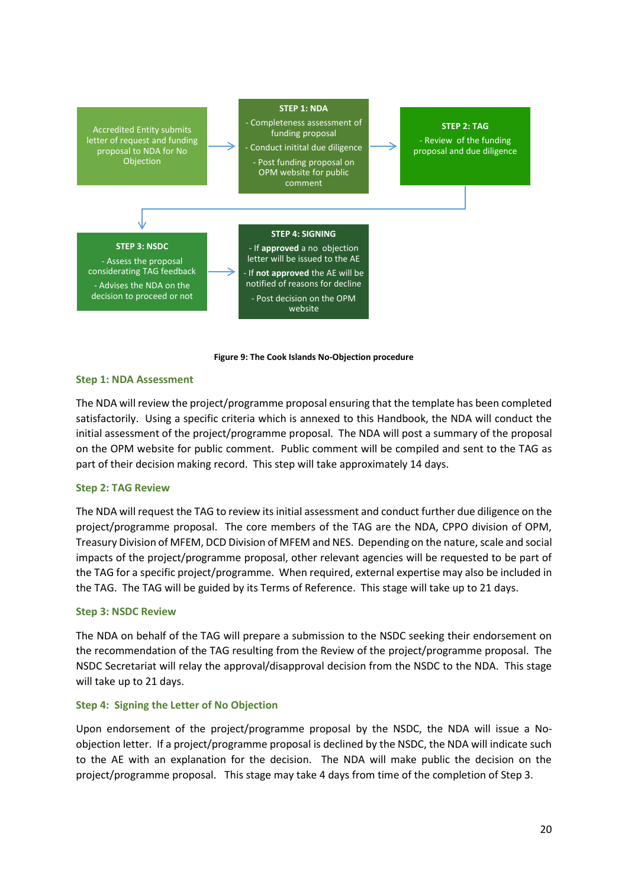Accredited Entity submits letter of request and funding proposal to NDA for No Objection

**STEP 1: NDA**
- Completeness assessment of funding proposal
- Conduct initital due diligence
- Post funding proposal on OPM website for public comment

**STEP 2: TAG**
- Review of the funding proposal and due diligence

**STEP 3: NSDC**
- Assess the proposal considering TAG feedback
- Advises the NDA on the decision to proceed or not

**STEP 4: SIGNING**
- If **approved** a no objection letter will be issued to the AE
- If **not approved** the AE will be notified of reasons for decline
- Post decision on the OPM website

**Figure 9: The Cook Islands No-Objection procedure**

### Step 1: NDA Assessment

The NDA will review the project/programme proposal ensuring that the template has been completed satisfactorily. Using a specific criteria which is annexed to this Handbook, the NDA will conduct the initial assessment of the project/programme proposal. The NDA will post a summary of the proposal on the OPM website for public comment. Public comment will be compiled and sent to the TAG as part of their decision making record. This step will take approximately 14 days.

### Step 2: TAG Review

The NDA will request the TAG to review its initial assessment and conduct further due diligence on the project/programme proposal. The core members of the TAG are the NDA, CPPO division of OPM, Treasury Division of MFEM, DCD Division of MFEM and NES. Depending on the nature, scale and social impacts of the project/programme proposal, other relevant agencies will be requested to be part of the TAG for a specific project/programme. When required, external expertise may also be included in the TAG. The TAG will be guided by its Terms of Reference. This stage will take up to 21 days.

### Step 3: NSDC Review

The NDA on behalf of the TAG will prepare a submission to the NSDC seeking their endorsement on the recommendation of the TAG resulting from the Review of the project/programme proposal. The NSDC Secretariat will relay the approval/disapproval decision from the NSDC to the NDA. This stage will take up to 21 days.

### Step 4: Signing the Letter of No Objection

Upon endorsement of the project/programme proposal by the NSDC, the NDA will issue a No-objection letter. If a project/programme proposal is declined by the NSDC, the NDA will indicate such to the AE with an explanation for the decision. The NDA will make public the decision on the project/programme proposal. This stage may take 4 days from time of the completion of Step 3.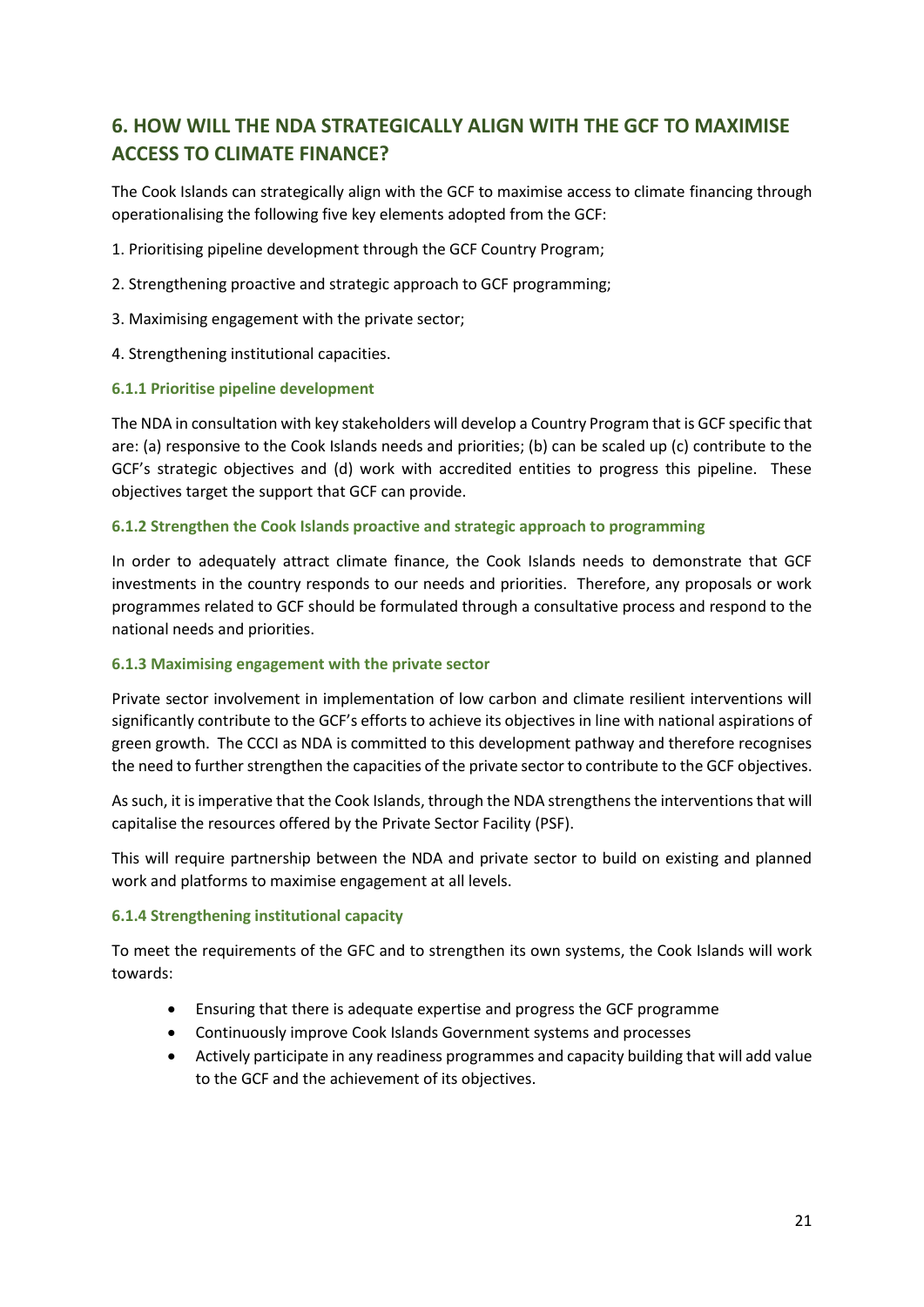## 6. HOW WILL THE NDA STRATEGICALLY ALIGN WITH THE GCF TO MAXIMISE ACCESS TO CLIMATE FINANCE?

The Cook Islands can strategically align with the GCF to maximise access to climate financing through operationalising the following five key elements adopted from the GCF:

1. Prioritising pipeline development through the GCF Country Program;
2. Strengthening proactive and strategic approach to GCF programming;
3. Maximising engagement with the private sector;
4. Strengthening institutional capacities.

### 6.1.1 Prioritise pipeline development

The NDA in consultation with key stakeholders will develop a Country Program that is GCF specific that are: (a) responsive to the Cook Islands needs and priorities; (b) can be scaled up (c) contribute to the GCF's strategic objectives and (d) work with accredited entities to progress this pipeline. These objectives target the support that GCF can provide.

### 6.1.2 Strengthen the Cook Islands proactive and strategic approach to programming

In order to adequately attract climate finance, the Cook Islands needs to demonstrate that GCF investments in the country responds to our needs and priorities. Therefore, any proposals or work programmes related to GCF should be formulated through a consultative process and respond to the national needs and priorities.

### 6.1.3 Maximising engagement with the private sector

Private sector involvement in implementation of low carbon and climate resilient interventions will significantly contribute to the GCF's efforts to achieve its objectives in line with national aspirations of green growth. The CCCI as NDA is committed to this development pathway and therefore recognises the need to further strengthen the capacities of the private sector to contribute to the GCF objectives.

As such, it is imperative that the Cook Islands, through the NDA strengthens the interventions that will capitalise the resources offered by the Private Sector Facility (PSF).

This will require partnership between the NDA and private sector to build on existing and planned work and platforms to maximise engagement at all levels.

### 6.1.4 Strengthening institutional capacity

To meet the requirements of the GFC and to strengthen its own systems, the Cook Islands will work towards:

- Ensuring that there is adequate expertise and progress the GCF programme
- Continuously improve Cook Islands Government systems and processes
- Actively participate in any readiness programmes and capacity building that will add value to the GCF and the achievement of its objectives.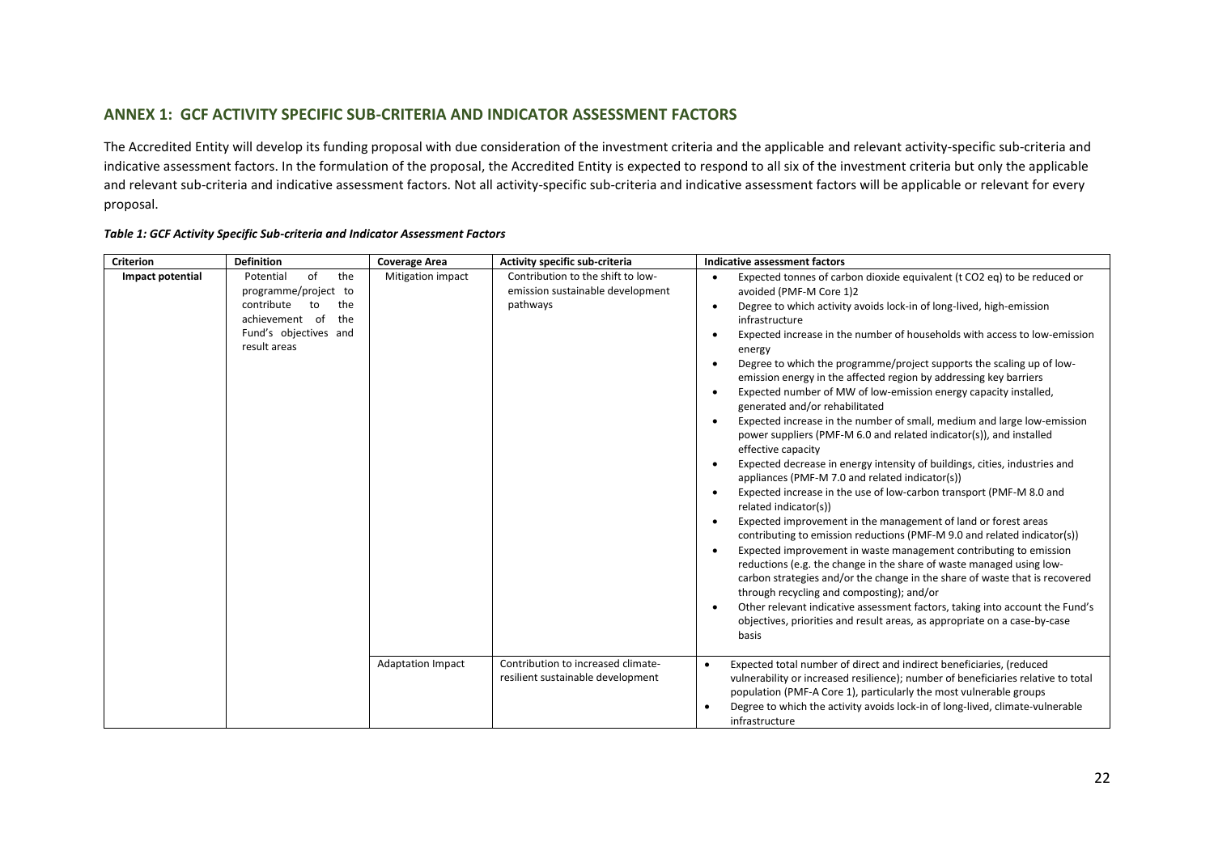## ANNEX 1: GCF ACTIVITY SPECIFIC SUB-CRITERIA AND INDICATOR ASSESSMENT FACTORS

The Accredited Entity will develop its funding proposal with due consideration of the investment criteria and the applicable and relevant activity-specific sub-criteria and indicative assessment factors. In the formulation of the proposal, the Accredited Entity is expected to respond to all six of the investment criteria but only the applicable and relevant sub-criteria and indicative assessment factors. Not all activity-specific sub-criteria and indicative assessment factors will be applicable or relevant for every proposal.

***Table 1: GCF Activity Specific Sub-criteria and Indicator Assessment Factors***

| Criterion | Definition | Coverage Area | Activity specific sub-criteria | Indicative assessment factors |
|---|---|---|---|---|
| **Impact potential** | Potential of the programme/project to contribute to the achievement of the Fund's objectives and result areas | Mitigation impact | Contribution to the shift to low-emission sustainable development pathways | • Expected tonnes of carbon dioxide equivalent (t $CO_2$ eq) to be reduced or avoided (PMF-M Core 1)2<br>• Degree to which activity avoids lock-in of long-lived, high-emission infrastructure<br>• Expected increase in the number of households with access to low-emission energy<br>• Degree to which the programme/project supports the scaling up of low-emission energy in the affected region by addressing key barriers<br>• Expected number of MW of low-emission energy capacity installed, generated and/or rehabilitated<br>• Expected increase in the number of small, medium and large low-emission power suppliers (PMF-M 6.0 and related indicator(s)), and installed effective capacity<br>• Expected decrease in energy intensity of buildings, cities, industries and appliances (PMF-M 7.0 and related indicator(s))<br>• Expected increase in the use of low-carbon transport (PMF-M 8.0 and related indicator(s))<br>• Expected improvement in the management of land or forest areas contributing to emission reductions (PMF-M 9.0 and related indicator(s))<br>• Expected improvement in waste management contributing to emission reductions (e.g. the change in the share of waste managed using low-carbon strategies and/or the change in the share of waste that is recovered through recycling and composting); and/or<br>• Other relevant indicative assessment factors, taking into account the Fund's objectives, priorities and result areas, as appropriate on a case-by-case basis |
| | | Adaptation Impact | Contribution to increased climate-resilient sustainable development | • Expected total number of direct and indirect beneficiaries, (reduced vulnerability or increased resilience); number of beneficiaries relative to total population (PMF-A Core 1), particularly the most vulnerable groups<br>• Degree to which the activity avoids lock-in of long-lived, climate-vulnerable infrastructure |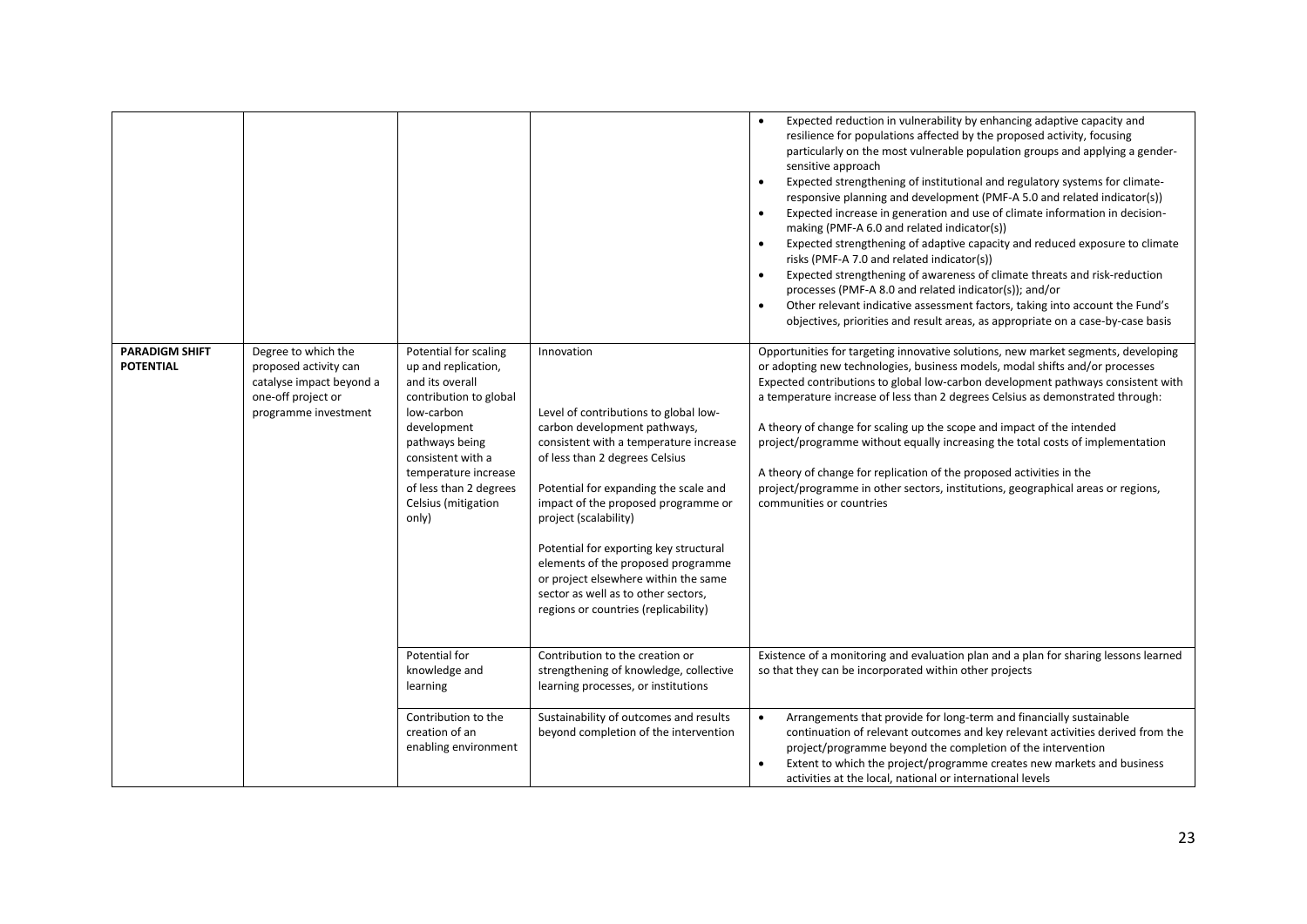| | | | | |
|---|---|---|---|---|
| | | | | • Expected reduction in vulnerability by enhancing adaptive capacity and resilience for populations affected by the proposed activity, focusing particularly on the most vulnerable population groups and applying a gender-sensitive approach<br>• Expected strengthening of institutional and regulatory systems for climate-responsive planning and development (PMF-A 5.0 and related indicator(s))<br>• Expected increase in generation and use of climate information in decision-making (PMF-A 6.0 and related indicator(s))<br>• Expected strengthening of adaptive capacity and reduced exposure to climate risks (PMF-A 7.0 and related indicator(s))<br>• Expected strengthening of awareness of climate threats and risk-reduction processes (PMF-A 8.0 and related indicator(s)); and/or<br>• Other relevant indicative assessment factors, taking into account the Fund's objectives, priorities and result areas, as appropriate on a case-by-case basis |
| **PARADIGM SHIFT POTENTIAL** | Degree to which the proposed activity can catalyse impact beyond a one-off project or programme investment | Potential for scaling up and replication, and its overall contribution to global low-carbon development pathways being consistent with a temperature increase of less than 2 degrees Celsius (mitigation only) | Innovation<br><br>Level of contributions to global low-carbon development pathways, consistent with a temperature increase of less than 2 degrees Celsius<br><br>Potential for expanding the scale and impact of the proposed programme or project (scalability)<br><br>Potential for exporting key structural elements of the proposed programme or project elsewhere within the same sector as well as to other sectors, regions or countries (replicability) | Opportunities for targeting innovative solutions, new market segments, developing or adopting new technologies, business models, modal shifts and/or processes<br>Expected contributions to global low-carbon development pathways consistent with a temperature increase of less than 2 degrees Celsius as demonstrated through:<br><br>A theory of change for scaling up the scope and impact of the intended project/programme without equally increasing the total costs of implementation<br><br>A theory of change for replication of the proposed activities in the project/programme in other sectors, institutions, geographical areas or regions, communities or countries |
| | | Potential for knowledge and learning | Contribution to the creation or strengthening of knowledge, collective learning processes, or institutions | Existence of a monitoring and evaluation plan and a plan for sharing lessons learned so that they can be incorporated within other projects |
| | | Contribution to the creation of an enabling environment | Sustainability of outcomes and results beyond completion of the intervention | • Arrangements that provide for long-term and financially sustainable continuation of relevant outcomes and key relevant activities derived from the project/programme beyond the completion of the intervention<br>• Extent to which the project/programme creates new markets and business activities at the local, national or international levels |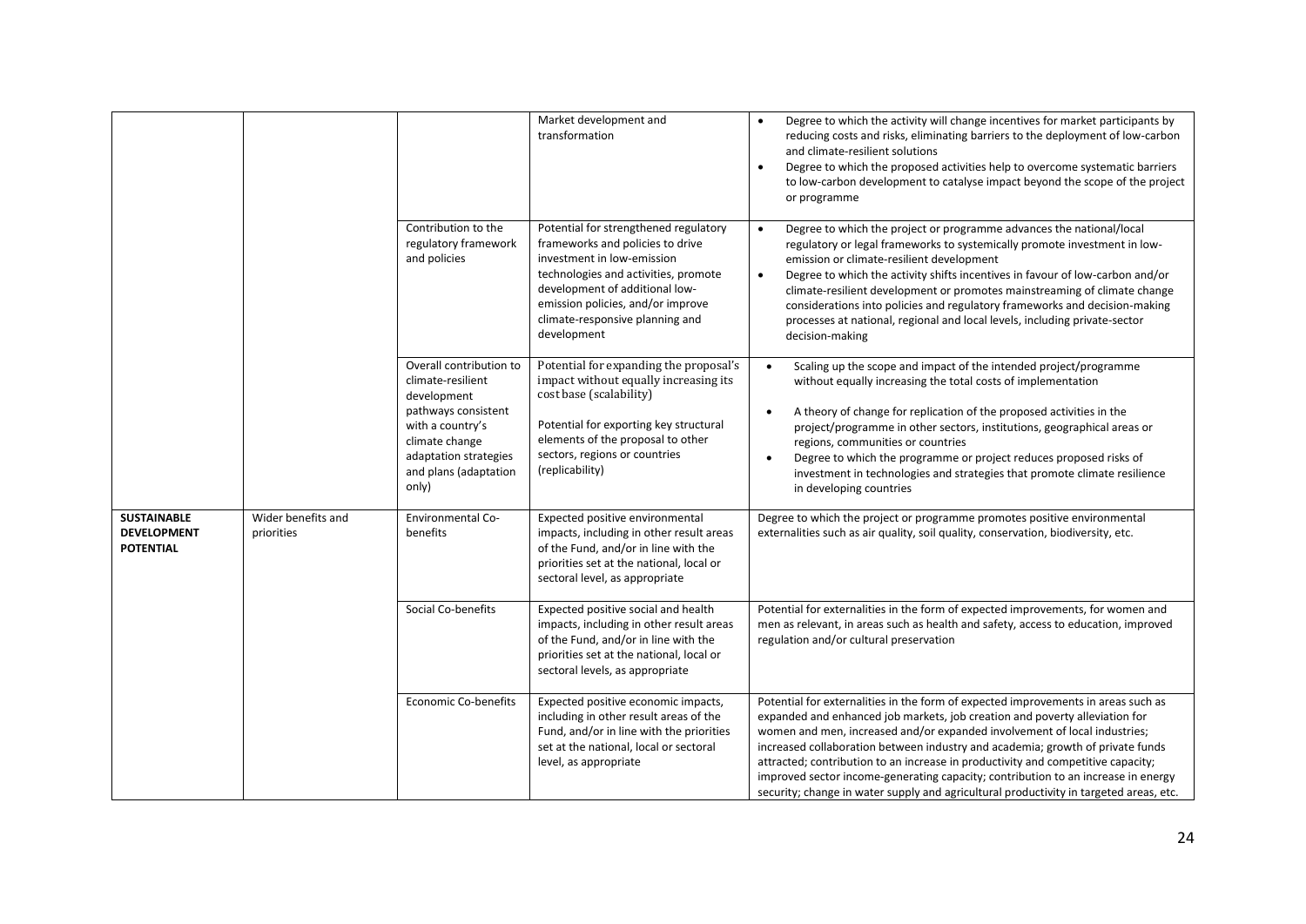| | | | | |
|---|---|---|---|---|
| | | | Market development and transformation | • Degree to which the activity will change incentives for market participants by reducing costs and risks, eliminating barriers to the deployment of low-carbon and climate-resilient solutions<br>• Degree to which the proposed activities help to overcome systematic barriers to low-carbon development to catalyse impact beyond the scope of the project or programme |
| | | Contribution to the regulatory framework and policies | Potential for strengthened regulatory frameworks and policies to drive investment in low-emission technologies and activities, promote development of additional low-emission policies, and/or improve climate-responsive planning and development | • Degree to which the project or programme advances the national/local regulatory or legal frameworks to systemically promote investment in low-emission or climate-resilient development<br>• Degree to which the activity shifts incentives in favour of low-carbon and/or climate-resilient development or promotes mainstreaming of climate change considerations into policies and regulatory frameworks and decision-making processes at national, regional and local levels, including private-sector decision-making |
| | | Overall contribution to climate-resilient development pathways consistent with a country's climate change adaptation strategies and plans (adaptation only) | Potential for expanding the proposal's impact without equally increasing its cost base (scalability)<br><br>Potential for exporting key structural elements of the proposal to other sectors, regions or countries (replicability) | • Scaling up the scope and impact of the intended project/programme without equally increasing the total costs of implementation<br>• A theory of change for replication of the proposed activities in the project/programme in other sectors, institutions, geographical areas or regions, communities or countries<br>• Degree to which the programme or project reduces proposed risks of investment in technologies and strategies that promote climate resilience in developing countries |
| **SUSTAINABLE DEVELOPMENT POTENTIAL** | Wider benefits and priorities | Environmental Co-benefits | Expected positive environmental impacts, including in other result areas of the Fund, and/or in line with the priorities set at the national, local or sectoral level, as appropriate | Degree to which the project or programme promotes positive environmental externalities such as air quality, soil quality, conservation, biodiversity, etc. |
| | | Social Co-benefits | Expected positive social and health impacts, including in other result areas of the Fund, and/or in line with the priorities set at the national, local or sectoral levels, as appropriate | Potential for externalities in the form of expected improvements, for women and men as relevant, in areas such as health and safety, access to education, improved regulation and/or cultural preservation |
| | | Economic Co-benefits | Expected positive economic impacts, including in other result areas of the Fund, and/or in line with the priorities set at the national, local or sectoral level, as appropriate | Potential for externalities in the form of expected improvements in areas such as expanded and enhanced job markets, job creation and poverty alleviation for women and men, increased and/or expanded involvement of local industries; increased collaboration between industry and academia; growth of private funds attracted; contribution to an increase in productivity and competitive capacity; improved sector income-generating capacity; contribution to an increase in energy security; change in water supply and agricultural productivity in targeted areas, etc. |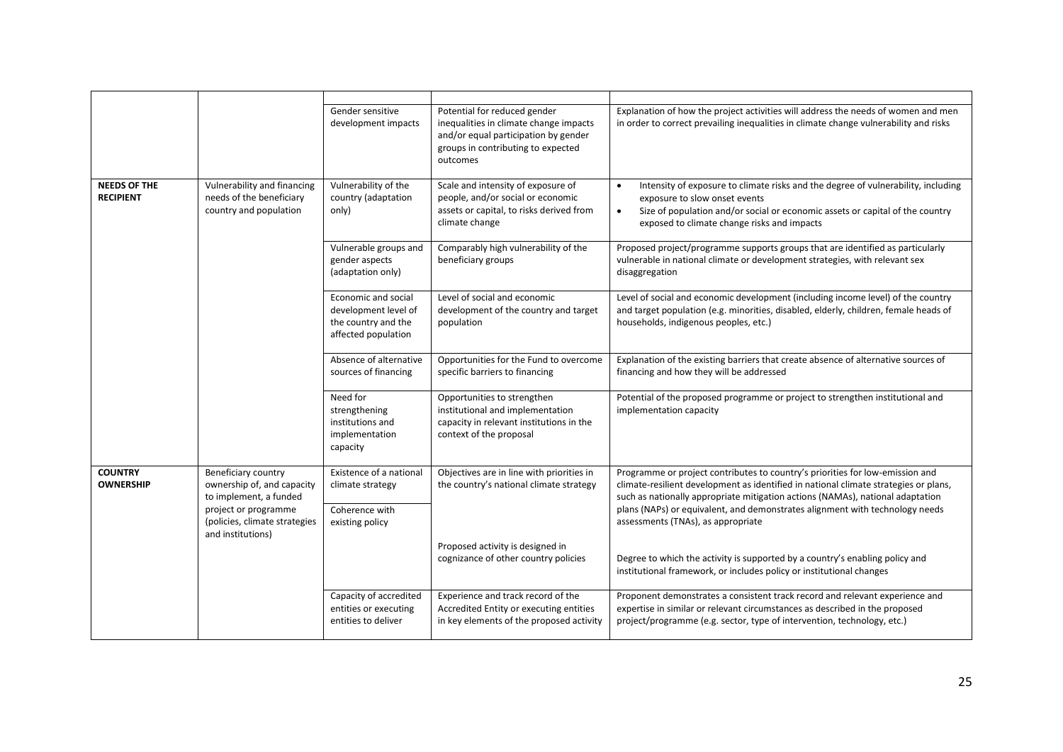| | | | | |
|---|---|---|---|---|
| | | Gender sensitive development impacts | Potential for reduced gender inequalities in climate change impacts and/or equal participation by gender groups in contributing to expected outcomes | Explanation of how the project activities will address the needs of women and men in order to correct prevailing inequalities in climate change vulnerability and risks |
| **NEEDS OF THE RECIPIENT** | Vulnerability and financing needs of the beneficiary country and population | Vulnerability of the country (adaptation only) | Scale and intensity of exposure of people, and/or social or economic assets or capital, to risks derived from climate change | • Intensity of exposure to climate risks and the degree of vulnerability, including exposure to slow onset events<br>• Size of population and/or social or economic assets or capital of the country exposed to climate change risks and impacts |
| | | Vulnerable groups and gender aspects (adaptation only) | Comparably high vulnerability of the beneficiary groups | Proposed project/programme supports groups that are identified as particularly vulnerable in national climate or development strategies, with relevant sex disaggregation |
| | | Economic and social development level of the country and the affected population | Level of social and economic development of the country and target population | Level of social and economic development (including income level) of the country and target population (e.g. minorities, disabled, elderly, children, female heads of households, indigenous peoples, etc.) |
| | | Absence of alternative sources of financing | Opportunities for the Fund to overcome specific barriers to financing | Explanation of the existing barriers that create absence of alternative sources of financing and how they will be addressed |
| | | Need for strengthening institutions and implementation capacity | Opportunities to strengthen institutional and implementation capacity in relevant institutions in the context of the proposal | Potential of the proposed programme or project to strengthen institutional and implementation capacity |
| **COUNTRY OWNERSHIP** | Beneficiary country ownership of, and capacity to implement, a funded project or programme (policies, climate strategies and institutions) | Existence of a national climate strategy | Objectives are in line with priorities in the country's national climate strategy | Programme or project contributes to country's priorities for low-emission and climate-resilient development as identified in national climate strategies or plans, such as nationally appropriate mitigation actions (NAMAs), national adaptation plans (NAPs) or equivalent, and demonstrates alignment with technology needs assessments (TNAs), as appropriate |
| | | Coherence with existing policy | Proposed activity is designed in cognizance of other country policies | Degree to which the activity is supported by a country's enabling policy and institutional framework, or includes policy or institutional changes |
| | | Capacity of accredited entities or executing entities to deliver | Experience and track record of the Accredited Entity or executing entities in key elements of the proposed activity | Proponent demonstrates a consistent track record and relevant experience and expertise in similar or relevant circumstances as described in the proposed project/programme (e.g. sector, type of intervention, technology, etc.) |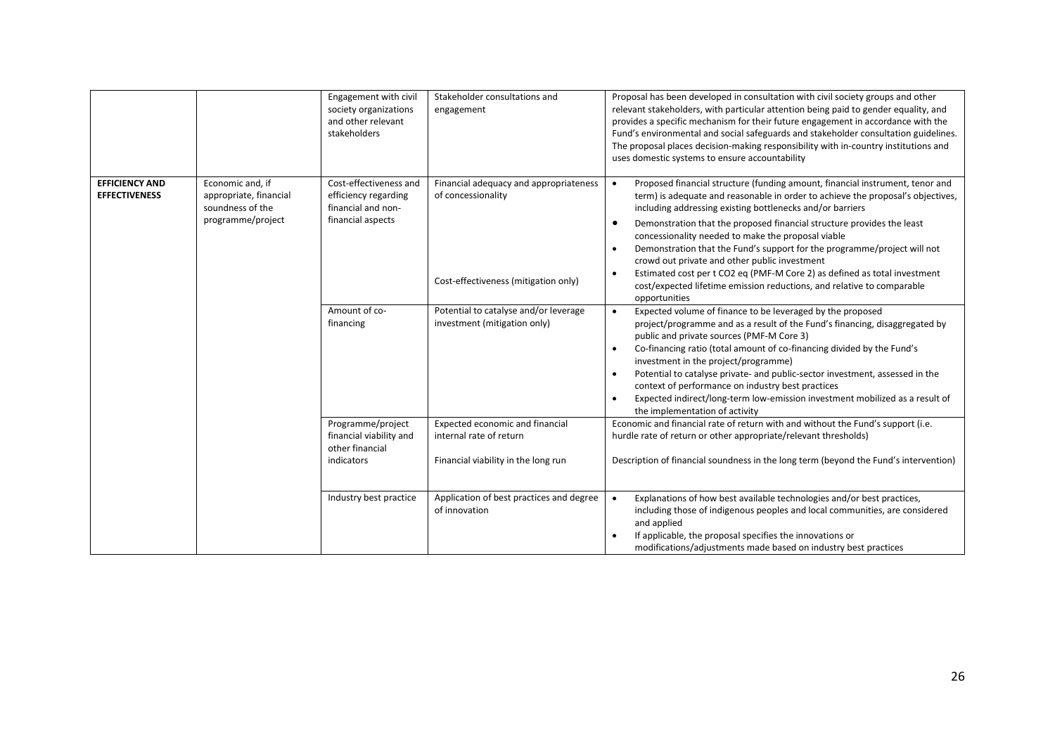| | | | | |
|---|---|---|---|---|
| | | Engagement with civil society organizations and other relevant stakeholders | Stakeholder consultations and engagement | Proposal has been developed in consultation with civil society groups and other relevant stakeholders, with particular attention being paid to gender equality, and provides a specific mechanism for their future engagement in accordance with the Fund's environmental and social safeguards and stakeholder consultation guidelines. The proposal places decision-making responsibility with in-country institutions and uses domestic systems to ensure accountability |
| **EFFICIENCY AND EFFECTIVENESS** | Economic and, if appropriate, financial soundness of the programme/project | Cost-effectiveness and efficiency regarding financial and non-financial aspects | Financial adequacy and appropriateness of concessionality<br><br>Cost-effectiveness (mitigation only) | • Proposed financial structure (funding amount, financial instrument, tenor and term) is adequate and reasonable in order to achieve the proposal's objectives, including addressing existing bottlenecks and/or barriers<br>• Demonstration that the proposed financial structure provides the least concessionality needed to make the proposal viable<br>• Demonstration that the Fund's support for the programme/project will not crowd out private and other public investment<br>• Estimated cost per t CO2 eq (PMF-M Core 2) as defined as total investment cost/expected lifetime emission reductions, and relative to comparable opportunities |
| | | Amount of co-financing | Potential to catalyse and/or leverage investment (mitigation only) | • Expected volume of finance to be leveraged by the proposed project/programme and as a result of the Fund's financing, disaggregated by public and private sources (PMF-M Core 3)<br>• Co-financing ratio (total amount of co-financing divided by the Fund's investment in the project/programme)<br>• Potential to catalyse private- and public-sector investment, assessed in the context of performance on industry best practices<br>• Expected indirect/long-term low-emission investment mobilized as a result of the implementation of activity |
| | | Programme/project financial viability and other financial indicators | Expected economic and financial internal rate of return<br><br>Financial viability in the long run | Economic and financial rate of return with and without the Fund's support (i.e. hurdle rate of return or other appropriate/relevant thresholds)<br><br>Description of financial soundness in the long term (beyond the Fund's intervention) |
| | | Industry best practice | Application of best practices and degree of innovation | • Explanations of how best available technologies and/or best practices, including those of indigenous peoples and local communities, are considered and applied<br>• If applicable, the proposal specifies the innovations or modifications/adjustments made based on industry best practices |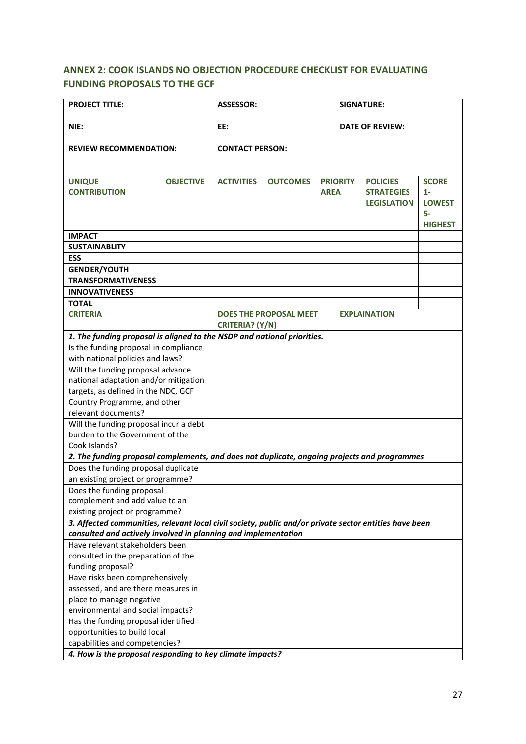## ANNEX 2: COOK ISLANDS NO OBJECTION PROCEDURE CHECKLIST FOR EVALUATING FUNDING PROPOSALS TO THE GCF

| **PROJECT TITLE:** | | **ASSESSOR:** | | **SIGNATURE:** | | |
|---|---|---|---|---|---|---|
| **NIE:** | | **EE:** | | **DATE OF REVIEW:** | | |
| **REVIEW RECOMMENDATION:** | | **CONTACT PERSON:** | | | | |
| **UNIQUE CONTRIBUTION** | **OBJECTIVE** | **ACTIVITIES** | **OUTCOMES** | **PRIORITY AREA** | **POLICIES STRATEGIES LEGISLATION** | **SCORE 1- LOWEST 5- HIGHEST** |
| **IMPACT** | | | | | | |
| **SUSTAINABLITY** | | | | | | |
| **ESS** | | | | | | |
| **GENDER/YOUTH** | | | | | | |
| **TRANSFORMATIVENESS** | | | | | | |
| **INNOVATIVENESS** | | | | | | |
| **TOTAL** | | | | | | |

| **CRITERIA** | **DOES THE PROPOSAL MEET CRITERIA? (Y/N)** | **EXPLAINATION** |
|---|---|---|
| ***1. The funding proposal is aligned to the NSDP and national priorities.*** | | |
| Is the funding proposal in compliance with national policies and laws? | | |
| Will the funding proposal advance national adaptation and/or mitigation targets, as defined in the NDC, GCF Country Programme, and other relevant documents? | | |
| Will the funding proposal incur a debt burden to the Government of the Cook Islands? | | |
| ***2. The funding proposal complements, and does not duplicate, ongoing projects and programmes*** | | |
| Does the funding proposal duplicate an existing project or programme? | | |
| Does the funding proposal complement and add value to an existing project or programme? | | |
| ***3. Affected communities, relevant local civil society, public and/or private sector entities have been consulted and actively involved in planning and implementation*** | | |
| Have relevant stakeholders been consulted in the preparation of the funding proposal? | | |
| Have risks been comprehensively assessed, and are there measures in place to manage negative environmental and social impacts? | | |
| Has the funding proposal identified opportunities to build local capabilities and competencies? | | |
| ***4. How is the proposal responding to key climate impacts?*** | | |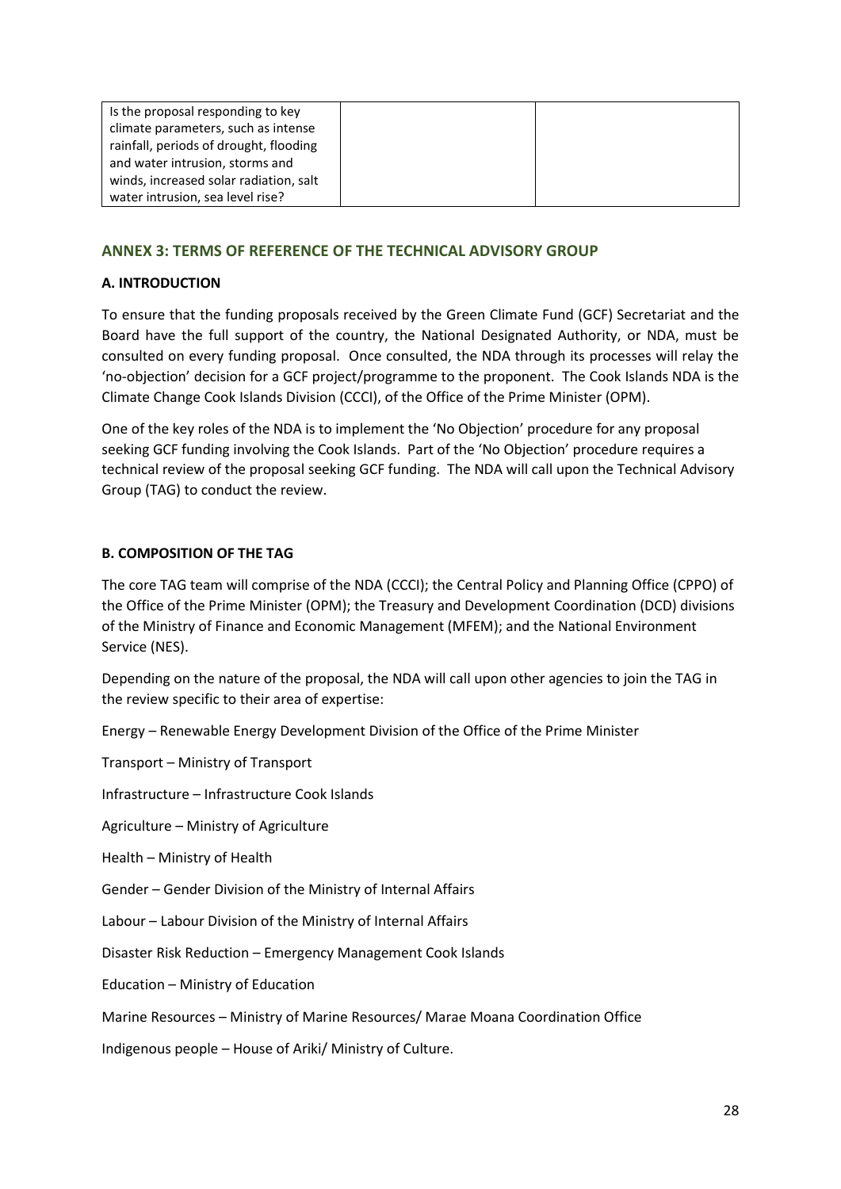| | | |
|---|---|---|
| Is the proposal responding to key climate parameters, such as intense rainfall, periods of drought, flooding and water intrusion, storms and winds, increased solar radiation, salt water intrusion, sea level rise? | | |

## ANNEX 3: TERMS OF REFERENCE OF THE TECHNICAL ADVISORY GROUP

### A. INTRODUCTION

To ensure that the funding proposals received by the Green Climate Fund (GCF) Secretariat and the Board have the full support of the country, the National Designated Authority, or NDA, must be consulted on every funding proposal. Once consulted, the NDA through its processes will relay the 'no-objection' decision for a GCF project/programme to the proponent. The Cook Islands NDA is the Climate Change Cook Islands Division (CCCI), of the Office of the Prime Minister (OPM).

One of the key roles of the NDA is to implement the 'No Objection' procedure for any proposal seeking GCF funding involving the Cook Islands. Part of the 'No Objection' procedure requires a technical review of the proposal seeking GCF funding. The NDA will call upon the Technical Advisory Group (TAG) to conduct the review.

### B. COMPOSITION OF THE TAG

The core TAG team will comprise of the NDA (CCCI); the Central Policy and Planning Office (CPPO) of the Office of the Prime Minister (OPM); the Treasury and Development Coordination (DCD) divisions of the Ministry of Finance and Economic Management (MFEM); and the National Environment Service (NES).

Depending on the nature of the proposal, the NDA will call upon other agencies to join the TAG in the review specific to their area of expertise:

Energy – Renewable Energy Development Division of the Office of the Prime Minister

Transport – Ministry of Transport

Infrastructure – Infrastructure Cook Islands

Agriculture – Ministry of Agriculture

Health – Ministry of Health

Gender – Gender Division of the Ministry of Internal Affairs

Labour – Labour Division of the Ministry of Internal Affairs

Disaster Risk Reduction – Emergency Management Cook Islands

Education – Ministry of Education

Marine Resources – Ministry of Marine Resources/ Marae Moana Coordination Office

Indigenous people – House of Ariki/ Ministry of Culture.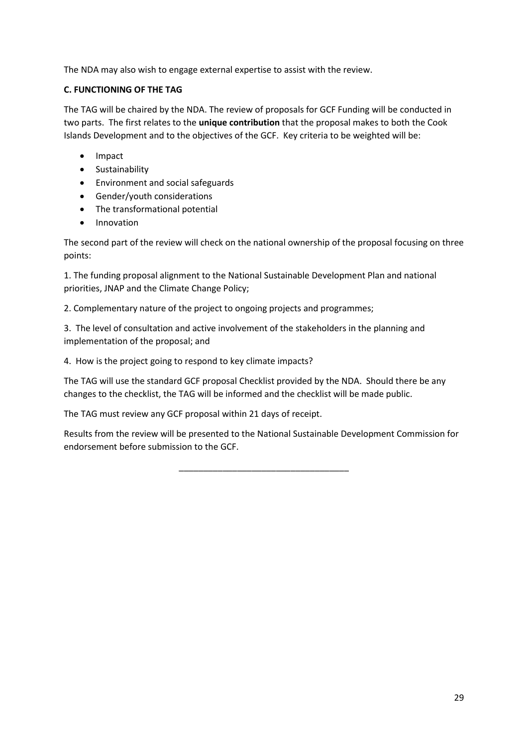The NDA may also wish to engage external expertise to assist with the review.

**C. FUNCTIONING OF THE TAG**

The TAG will be chaired by the NDA. The review of proposals for GCF Funding will be conducted in two parts. The first relates to the **unique contribution** that the proposal makes to both the Cook Islands Development and to the objectives of the GCF. Key criteria to be weighted will be:

- Impact
- Sustainability
- Environment and social safeguards
- Gender/youth considerations
- The transformational potential
- Innovation

The second part of the review will check on the national ownership of the proposal focusing on three points:

1. The funding proposal alignment to the National Sustainable Development Plan and national priorities, JNAP and the Climate Change Policy;

2. Complementary nature of the project to ongoing projects and programmes;

3. The level of consultation and active involvement of the stakeholders in the planning and implementation of the proposal; and

4. How is the project going to respond to key climate impacts?

The TAG will use the standard GCF proposal Checklist provided by the NDA. Should there be any changes to the checklist, the TAG will be informed and the checklist will be made public.

The TAG must review any GCF proposal within 21 days of receipt.

Results from the review will be presented to the National Sustainable Development Commission for endorsement before submission to the GCF.

___________________________________